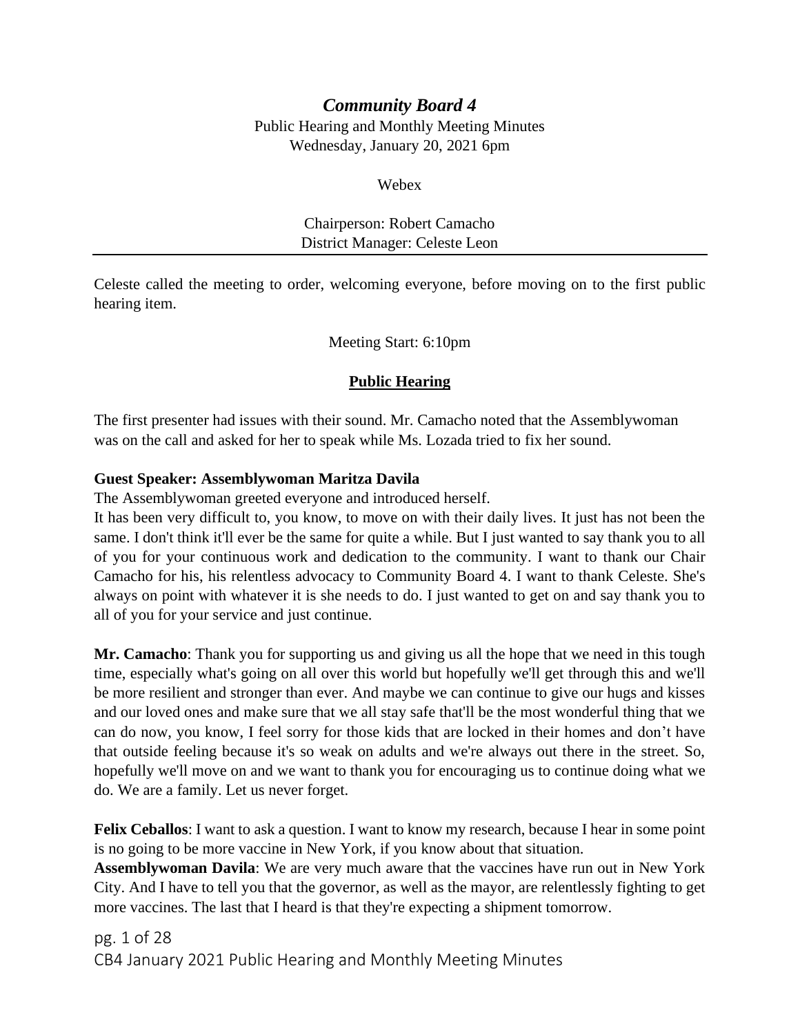# *Community Board 4*

Public Hearing and Monthly Meeting Minutes
Wednesday, January 20, 2021 6pm

Webex

Chairperson: Robert Camacho
District Manager: Celeste Leon

---

Celeste called the meeting to order, welcoming everyone, before moving on to the first public hearing item.

Meeting Start: 6:10pm

## Public Hearing

The first presenter had issues with their sound. Mr. Camacho noted that the Assemblywoman was on the call and asked for her to speak while Ms. Lozada tried to fix her sound.

**Guest Speaker: Assemblywoman Maritza Davila**

The Assemblywoman greeted everyone and introduced herself.

It has been very difficult to, you know, to move on with their daily lives. It just has not been the same. I don't think it'll ever be the same for quite a while. But I just wanted to say thank you to all of you for your continuous work and dedication to the community. I want to thank our Chair Camacho for his, his relentless advocacy to Community Board 4. I want to thank Celeste. She's always on point with whatever it is she needs to do. I just wanted to get on and say thank you to all of you for your service and just continue.

**Mr. Camacho**: Thank you for supporting us and giving us all the hope that we need in this tough time, especially what's going on all over this world but hopefully we'll get through this and we'll be more resilient and stronger than ever. And maybe we can continue to give our hugs and kisses and our loved ones and make sure that we all stay safe that'll be the most wonderful thing that we can do now, you know, I feel sorry for those kids that are locked in their homes and don't have that outside feeling because it's so weak on adults and we're always out there in the street. So, hopefully we'll move on and we want to thank you for encouraging us to continue doing what we do. We are a family. Let us never forget.

**Felix Ceballos**: I want to ask a question. I want to know my research, because I hear in some point is no going to be more vaccine in New York, if you know about that situation.

**Assemblywoman Davila**: We are very much aware that the vaccines have run out in New York City. And I have to tell you that the governor, as well as the mayor, are relentlessly fighting to get more vaccines. The last that I heard is that they're expecting a shipment tomorrow.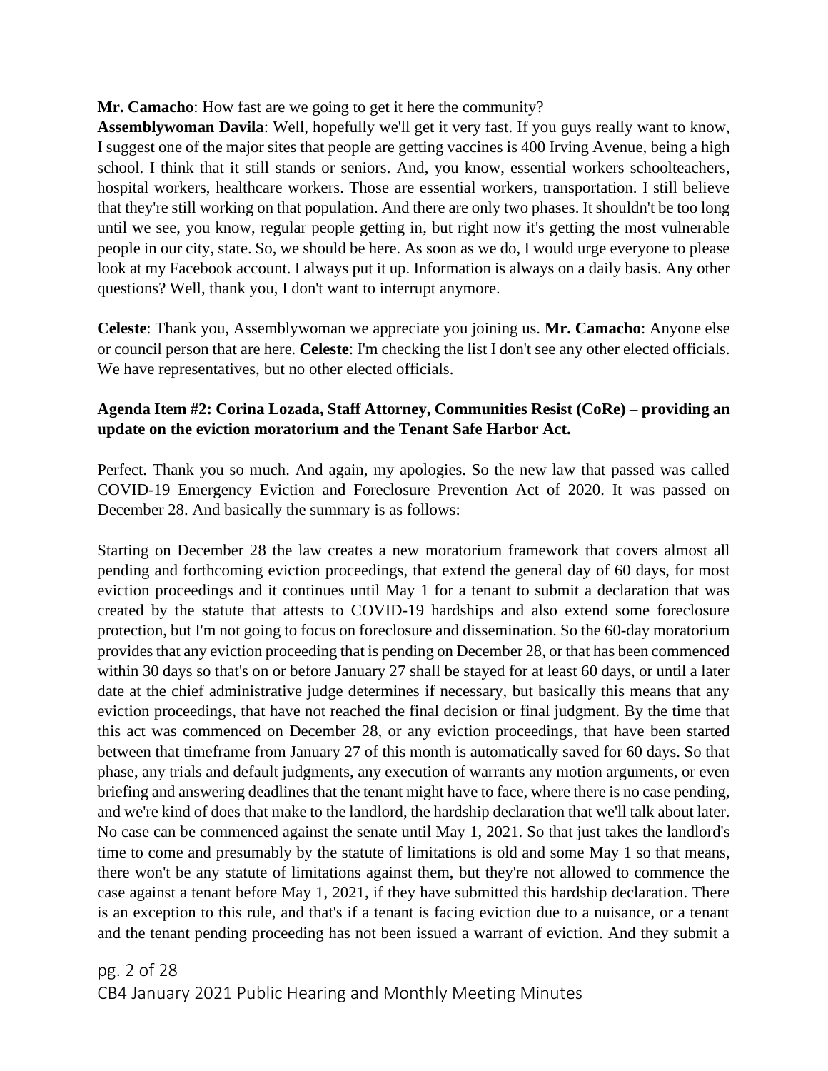**Mr. Camacho**: How fast are we going to get it here the community?

**Assemblywoman Davila**: Well, hopefully we'll get it very fast. If you guys really want to know, I suggest one of the major sites that people are getting vaccines is 400 Irving Avenue, being a high school. I think that it still stands or seniors. And, you know, essential workers schoolteachers, hospital workers, healthcare workers. Those are essential workers, transportation. I still believe that they're still working on that population. And there are only two phases. It shouldn't be too long until we see, you know, regular people getting in, but right now it's getting the most vulnerable people in our city, state. So, we should be here. As soon as we do, I would urge everyone to please look at my Facebook account. I always put it up. Information is always on a daily basis. Any other questions? Well, thank you, I don't want to interrupt anymore.

**Celeste**: Thank you, Assemblywoman we appreciate you joining us. **Mr. Camacho**: Anyone else or council person that are here. **Celeste**: I'm checking the list I don't see any other elected officials. We have representatives, but no other elected officials.

**Agenda Item #2: Corina Lozada, Staff Attorney, Communities Resist (CoRe) – providing an update on the eviction moratorium and the Tenant Safe Harbor Act.**

Perfect. Thank you so much. And again, my apologies. So the new law that passed was called COVID-19 Emergency Eviction and Foreclosure Prevention Act of 2020. It was passed on December 28. And basically the summary is as follows:

Starting on December 28 the law creates a new moratorium framework that covers almost all pending and forthcoming eviction proceedings, that extend the general day of 60 days, for most eviction proceedings and it continues until May 1 for a tenant to submit a declaration that was created by the statute that attests to COVID-19 hardships and also extend some foreclosure protection, but I'm not going to focus on foreclosure and dissemination. So the 60-day moratorium provides that any eviction proceeding that is pending on December 28, or that has been commenced within 30 days so that's on or before January 27 shall be stayed for at least 60 days, or until a later date at the chief administrative judge determines if necessary, but basically this means that any eviction proceedings, that have not reached the final decision or final judgment. By the time that this act was commenced on December 28, or any eviction proceedings, that have been started between that timeframe from January 27 of this month is automatically saved for 60 days. So that phase, any trials and default judgments, any execution of warrants any motion arguments, or even briefing and answering deadlines that the tenant might have to face, where there is no case pending, and we're kind of does that make to the landlord, the hardship declaration that we'll talk about later. No case can be commenced against the senate until May 1, 2021. So that just takes the landlord's time to come and presumably by the statute of limitations is old and some May 1 so that means, there won't be any statute of limitations against them, but they're not allowed to commence the case against a tenant before May 1, 2021, if they have submitted this hardship declaration. There is an exception to this rule, and that's if a tenant is facing eviction due to a nuisance, or a tenant and the tenant pending proceeding has not been issued a warrant of eviction. And they submit a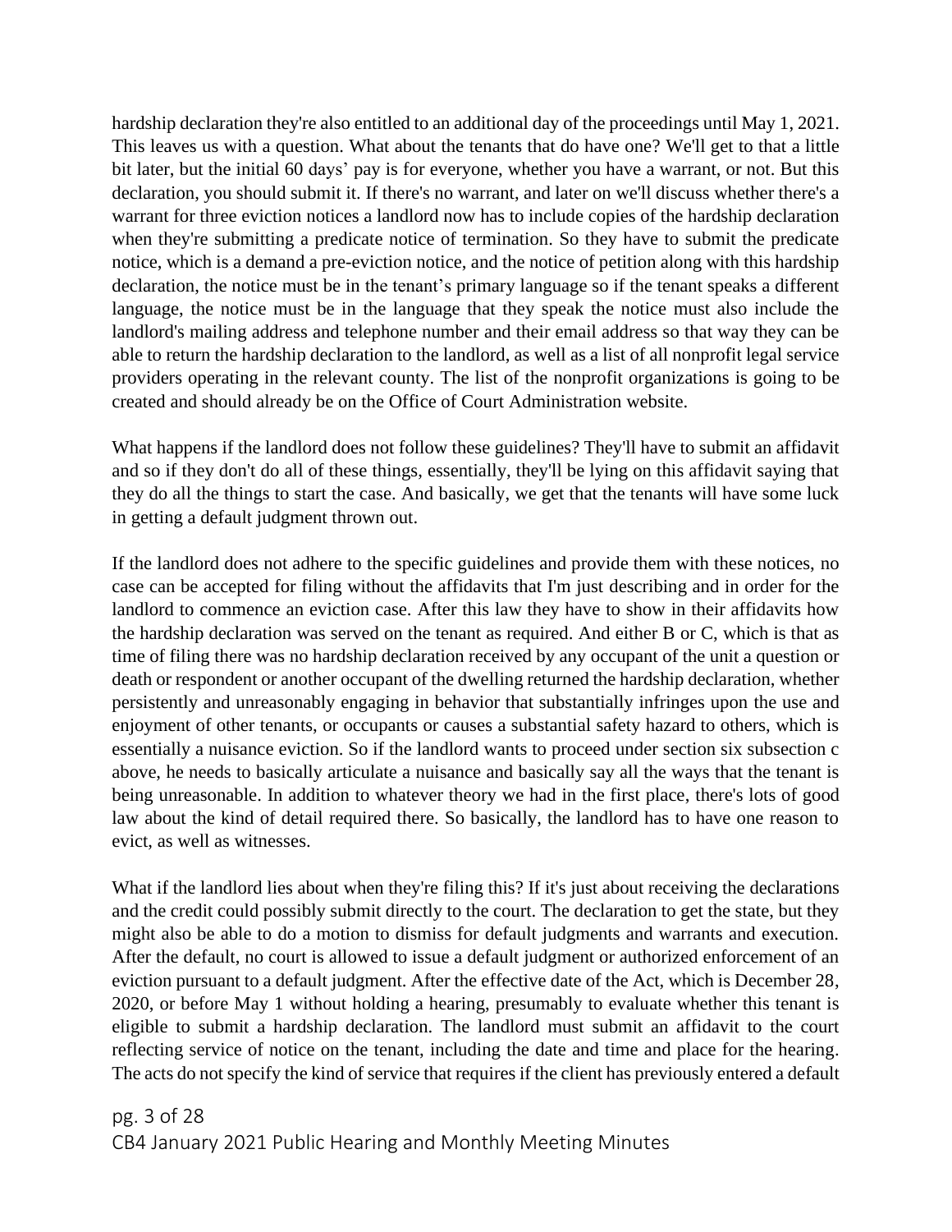hardship declaration they're also entitled to an additional day of the proceedings until May 1, 2021. This leaves us with a question. What about the tenants that do have one? We'll get to that a little bit later, but the initial 60 days' pay is for everyone, whether you have a warrant, or not. But this declaration, you should submit it. If there's no warrant, and later on we'll discuss whether there's a warrant for three eviction notices a landlord now has to include copies of the hardship declaration when they're submitting a predicate notice of termination. So they have to submit the predicate notice, which is a demand a pre-eviction notice, and the notice of petition along with this hardship declaration, the notice must be in the tenant's primary language so if the tenant speaks a different language, the notice must be in the language that they speak the notice must also include the landlord's mailing address and telephone number and their email address so that way they can be able to return the hardship declaration to the landlord, as well as a list of all nonprofit legal service providers operating in the relevant county. The list of the nonprofit organizations is going to be created and should already be on the Office of Court Administration website.

What happens if the landlord does not follow these guidelines? They'll have to submit an affidavit and so if they don't do all of these things, essentially, they'll be lying on this affidavit saying that they do all the things to start the case. And basically, we get that the tenants will have some luck in getting a default judgment thrown out.

If the landlord does not adhere to the specific guidelines and provide them with these notices, no case can be accepted for filing without the affidavits that I'm just describing and in order for the landlord to commence an eviction case. After this law they have to show in their affidavits how the hardship declaration was served on the tenant as required. And either B or C, which is that as time of filing there was no hardship declaration received by any occupant of the unit a question or death or respondent or another occupant of the dwelling returned the hardship declaration, whether persistently and unreasonably engaging in behavior that substantially infringes upon the use and enjoyment of other tenants, or occupants or causes a substantial safety hazard to others, which is essentially a nuisance eviction. So if the landlord wants to proceed under section six subsection c above, he needs to basically articulate a nuisance and basically say all the ways that the tenant is being unreasonable. In addition to whatever theory we had in the first place, there's lots of good law about the kind of detail required there. So basically, the landlord has to have one reason to evict, as well as witnesses.

What if the landlord lies about when they're filing this? If it's just about receiving the declarations and the credit could possibly submit directly to the court. The declaration to get the state, but they might also be able to do a motion to dismiss for default judgments and warrants and execution. After the default, no court is allowed to issue a default judgment or authorized enforcement of an eviction pursuant to a default judgment. After the effective date of the Act, which is December 28, 2020, or before May 1 without holding a hearing, presumably to evaluate whether this tenant is eligible to submit a hardship declaration. The landlord must submit an affidavit to the court reflecting service of notice on the tenant, including the date and time and place for the hearing. The acts do not specify the kind of service that requires if the client has previously entered a default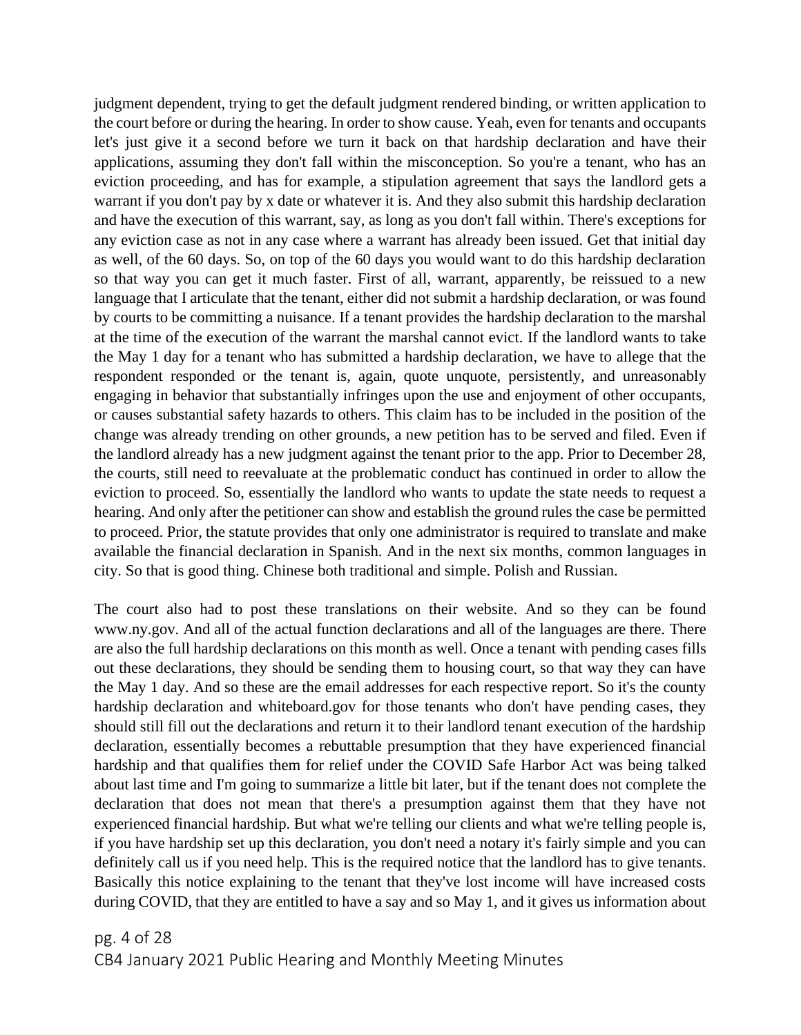judgment dependent, trying to get the default judgment rendered binding, or written application to the court before or during the hearing. In order to show cause. Yeah, even for tenants and occupants let's just give it a second before we turn it back on that hardship declaration and have their applications, assuming they don't fall within the misconception. So you're a tenant, who has an eviction proceeding, and has for example, a stipulation agreement that says the landlord gets a warrant if you don't pay by x date or whatever it is. And they also submit this hardship declaration and have the execution of this warrant, say, as long as you don't fall within. There's exceptions for any eviction case as not in any case where a warrant has already been issued. Get that initial day as well, of the 60 days. So, on top of the 60 days you would want to do this hardship declaration so that way you can get it much faster. First of all, warrant, apparently, be reissued to a new language that I articulate that the tenant, either did not submit a hardship declaration, or was found by courts to be committing a nuisance. If a tenant provides the hardship declaration to the marshal at the time of the execution of the warrant the marshal cannot evict. If the landlord wants to take the May 1 day for a tenant who has submitted a hardship declaration, we have to allege that the respondent responded or the tenant is, again, quote unquote, persistently, and unreasonably engaging in behavior that substantially infringes upon the use and enjoyment of other occupants, or causes substantial safety hazards to others. This claim has to be included in the position of the change was already trending on other grounds, a new petition has to be served and filed. Even if the landlord already has a new judgment against the tenant prior to the app. Prior to December 28, the courts, still need to reevaluate at the problematic conduct has continued in order to allow the eviction to proceed. So, essentially the landlord who wants to update the state needs to request a hearing. And only after the petitioner can show and establish the ground rules the case be permitted to proceed. Prior, the statute provides that only one administrator is required to translate and make available the financial declaration in Spanish. And in the next six months, common languages in city. So that is good thing. Chinese both traditional and simple. Polish and Russian.

The court also had to post these translations on their website. And so they can be found www.ny.gov. And all of the actual function declarations and all of the languages are there. There are also the full hardship declarations on this month as well. Once a tenant with pending cases fills out these declarations, they should be sending them to housing court, so that way they can have the May 1 day. And so these are the email addresses for each respective report. So it's the county hardship declaration and whiteboard.gov for those tenants who don't have pending cases, they should still fill out the declarations and return it to their landlord tenant execution of the hardship declaration, essentially becomes a rebuttable presumption that they have experienced financial hardship and that qualifies them for relief under the COVID Safe Harbor Act was being talked about last time and I'm going to summarize a little bit later, but if the tenant does not complete the declaration that does not mean that there's a presumption against them that they have not experienced financial hardship. But what we're telling our clients and what we're telling people is, if you have hardship set up this declaration, you don't need a notary it's fairly simple and you can definitely call us if you need help. This is the required notice that the landlord has to give tenants. Basically this notice explaining to the tenant that they've lost income will have increased costs during COVID, that they are entitled to have a say and so May 1, and it gives us information about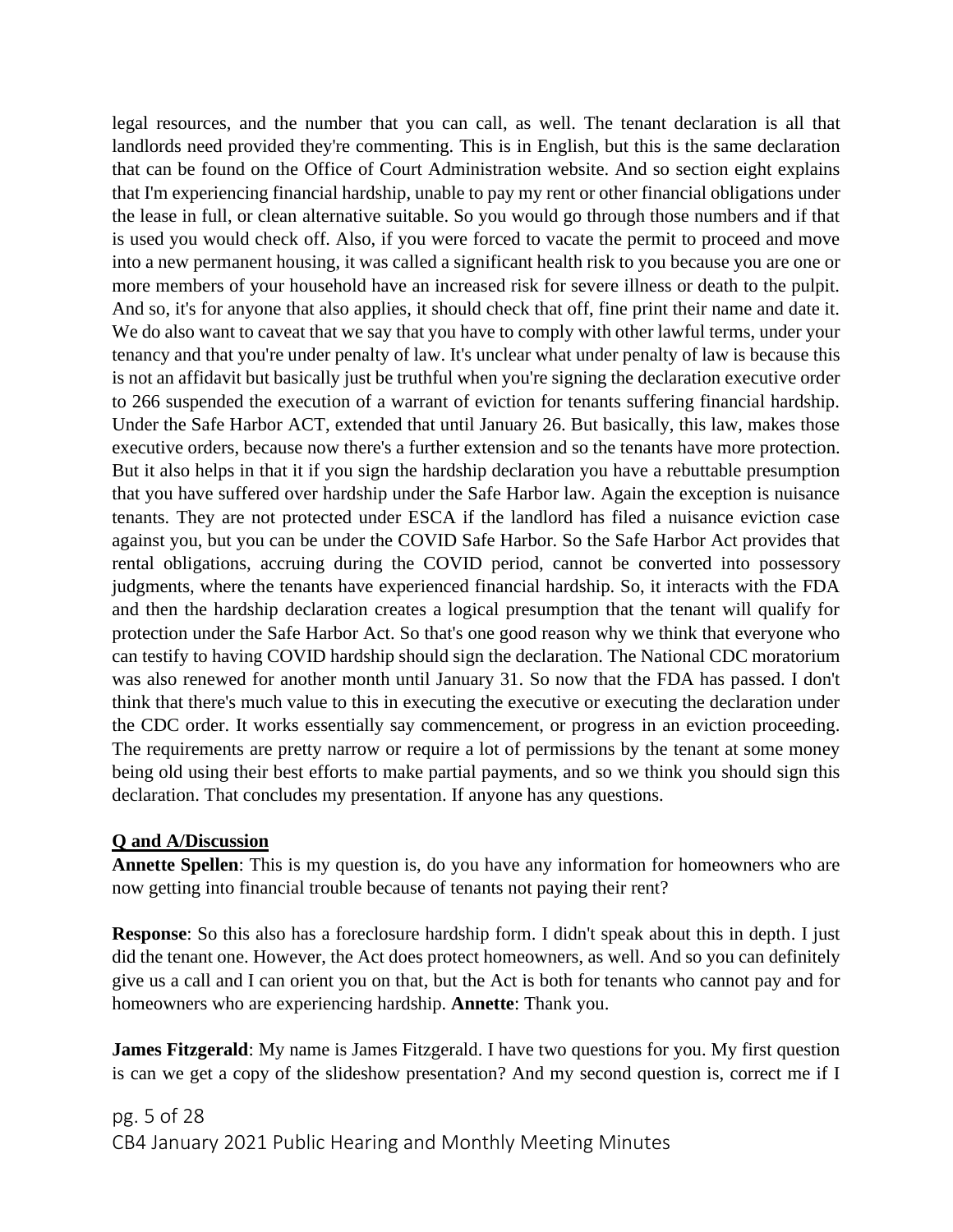legal resources, and the number that you can call, as well. The tenant declaration is all that landlords need provided they're commenting. This is in English, but this is the same declaration that can be found on the Office of Court Administration website. And so section eight explains that I'm experiencing financial hardship, unable to pay my rent or other financial obligations under the lease in full, or clean alternative suitable. So you would go through those numbers and if that is used you would check off. Also, if you were forced to vacate the permit to proceed and move into a new permanent housing, it was called a significant health risk to you because you are one or more members of your household have an increased risk for severe illness or death to the pulpit. And so, it's for anyone that also applies, it should check that off, fine print their name and date it. We do also want to caveat that we say that you have to comply with other lawful terms, under your tenancy and that you're under penalty of law. It's unclear what under penalty of law is because this is not an affidavit but basically just be truthful when you're signing the declaration executive order to 266 suspended the execution of a warrant of eviction for tenants suffering financial hardship. Under the Safe Harbor ACT, extended that until January 26. But basically, this law, makes those executive orders, because now there's a further extension and so the tenants have more protection. But it also helps in that it if you sign the hardship declaration you have a rebuttable presumption that you have suffered over hardship under the Safe Harbor law. Again the exception is nuisance tenants. They are not protected under ESCA if the landlord has filed a nuisance eviction case against you, but you can be under the COVID Safe Harbor. So the Safe Harbor Act provides that rental obligations, accruing during the COVID period, cannot be converted into possessory judgments, where the tenants have experienced financial hardship. So, it interacts with the FDA and then the hardship declaration creates a logical presumption that the tenant will qualify for protection under the Safe Harbor Act. So that's one good reason why we think that everyone who can testify to having COVID hardship should sign the declaration. The National CDC moratorium was also renewed for another month until January 31. So now that the FDA has passed. I don't think that there's much value to this in executing the executive or executing the declaration under the CDC order. It works essentially say commencement, or progress in an eviction proceeding. The requirements are pretty narrow or require a lot of permissions by the tenant at some money being old using their best efforts to make partial payments, and so we think you should sign this declaration. That concludes my presentation. If anyone has any questions.

**Q and A/Discussion**

**Annette Spellen**: This is my question is, do you have any information for homeowners who are now getting into financial trouble because of tenants not paying their rent?

**Response**: So this also has a foreclosure hardship form. I didn't speak about this in depth. I just did the tenant one. However, the Act does protect homeowners, as well. And so you can definitely give us a call and I can orient you on that, but the Act is both for tenants who cannot pay and for homeowners who are experiencing hardship. **Annette**: Thank you.

**James Fitzgerald**: My name is James Fitzgerald. I have two questions for you. My first question is can we get a copy of the slideshow presentation? And my second question is, correct me if I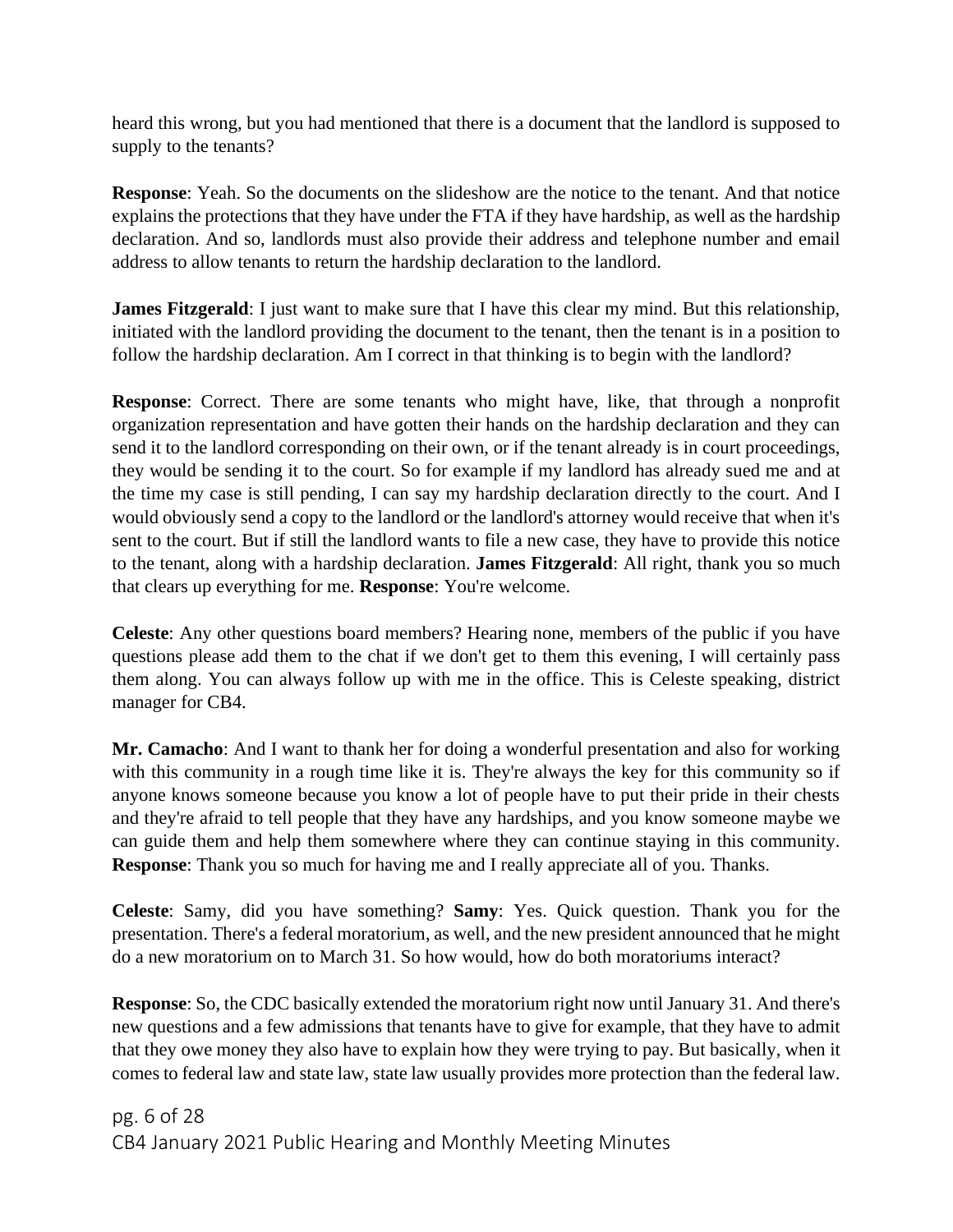heard this wrong, but you had mentioned that there is a document that the landlord is supposed to supply to the tenants?

**Response**: Yeah. So the documents on the slideshow are the notice to the tenant. And that notice explains the protections that they have under the FTA if they have hardship, as well as the hardship declaration. And so, landlords must also provide their address and telephone number and email address to allow tenants to return the hardship declaration to the landlord.

**James Fitzgerald**: I just want to make sure that I have this clear my mind. But this relationship, initiated with the landlord providing the document to the tenant, then the tenant is in a position to follow the hardship declaration. Am I correct in that thinking is to begin with the landlord?

**Response**: Correct. There are some tenants who might have, like, that through a nonprofit organization representation and have gotten their hands on the hardship declaration and they can send it to the landlord corresponding on their own, or if the tenant already is in court proceedings, they would be sending it to the court. So for example if my landlord has already sued me and at the time my case is still pending, I can say my hardship declaration directly to the court. And I would obviously send a copy to the landlord or the landlord's attorney would receive that when it's sent to the court. But if still the landlord wants to file a new case, they have to provide this notice to the tenant, along with a hardship declaration. **James Fitzgerald**: All right, thank you so much that clears up everything for me. **Response**: You're welcome.

**Celeste**: Any other questions board members? Hearing none, members of the public if you have questions please add them to the chat if we don't get to them this evening, I will certainly pass them along. You can always follow up with me in the office. This is Celeste speaking, district manager for CB4.

**Mr. Camacho**: And I want to thank her for doing a wonderful presentation and also for working with this community in a rough time like it is. They're always the key for this community so if anyone knows someone because you know a lot of people have to put their pride in their chests and they're afraid to tell people that they have any hardships, and you know someone maybe we can guide them and help them somewhere where they can continue staying in this community. **Response**: Thank you so much for having me and I really appreciate all of you. Thanks.

**Celeste**: Samy, did you have something? **Samy**: Yes. Quick question. Thank you for the presentation. There's a federal moratorium, as well, and the new president announced that he might do a new moratorium on to March 31. So how would, how do both moratoriums interact?

**Response**: So, the CDC basically extended the moratorium right now until January 31. And there's new questions and a few admissions that tenants have to give for example, that they have to admit that they owe money they also have to explain how they were trying to pay. But basically, when it comes to federal law and state law, state law usually provides more protection than the federal law.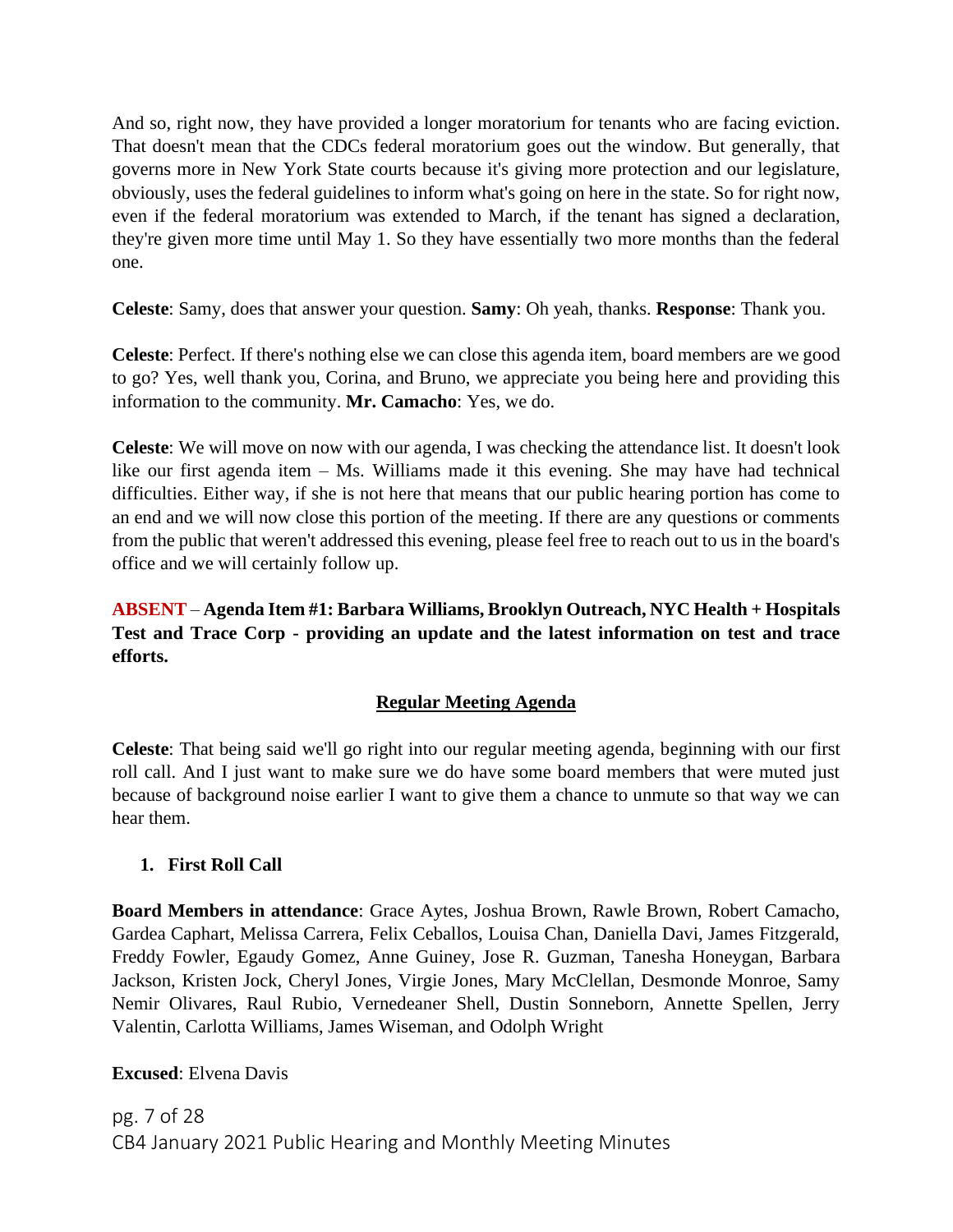And so, right now, they have provided a longer moratorium for tenants who are facing eviction. That doesn't mean that the CDCs federal moratorium goes out the window. But generally, that governs more in New York State courts because it's giving more protection and our legislature, obviously, uses the federal guidelines to inform what's going on here in the state. So for right now, even if the federal moratorium was extended to March, if the tenant has signed a declaration, they're given more time until May 1. So they have essentially two more months than the federal one.

**Celeste**: Samy, does that answer your question. **Samy**: Oh yeah, thanks. **Response**: Thank you.

**Celeste**: Perfect. If there's nothing else we can close this agenda item, board members are we good to go? Yes, well thank you, Corina, and Bruno, we appreciate you being here and providing this information to the community. **Mr. Camacho**: Yes, we do.

**Celeste**: We will move on now with our agenda, I was checking the attendance list. It doesn't look like our first agenda item – Ms. Williams made it this evening. She may have had technical difficulties. Either way, if she is not here that means that our public hearing portion has come to an end and we will now close this portion of the meeting. If there are any questions or comments from the public that weren't addressed this evening, please feel free to reach out to us in the board's office and we will certainly follow up.

**ABSENT** – **Agenda Item #1: Barbara Williams, Brooklyn Outreach, NYC Health + Hospitals Test and Trace Corp - providing an update and the latest information on test and trace efforts.**

## Regular Meeting Agenda

**Celeste**: That being said we'll go right into our regular meeting agenda, beginning with our first roll call. And I just want to make sure we do have some board members that were muted just because of background noise earlier I want to give them a chance to unmute so that way we can hear them.

1. **First Roll Call**

**Board Members in attendance**: Grace Aytes, Joshua Brown, Rawle Brown, Robert Camacho, Gardea Caphart, Melissa Carrera, Felix Ceballos, Louisa Chan, Daniella Davi, James Fitzgerald, Freddy Fowler, Egaudy Gomez, Anne Guiney, Jose R. Guzman, Tanesha Honeygan, Barbara Jackson, Kristen Jock, Cheryl Jones, Virgie Jones, Mary McClellan, Desmonde Monroe, Samy Nemir Olivares, Raul Rubio, Vernedeaner Shell, Dustin Sonneborn, Annette Spellen, Jerry Valentin, Carlotta Williams, James Wiseman, and Odolph Wright

**Excused**: Elvena Davis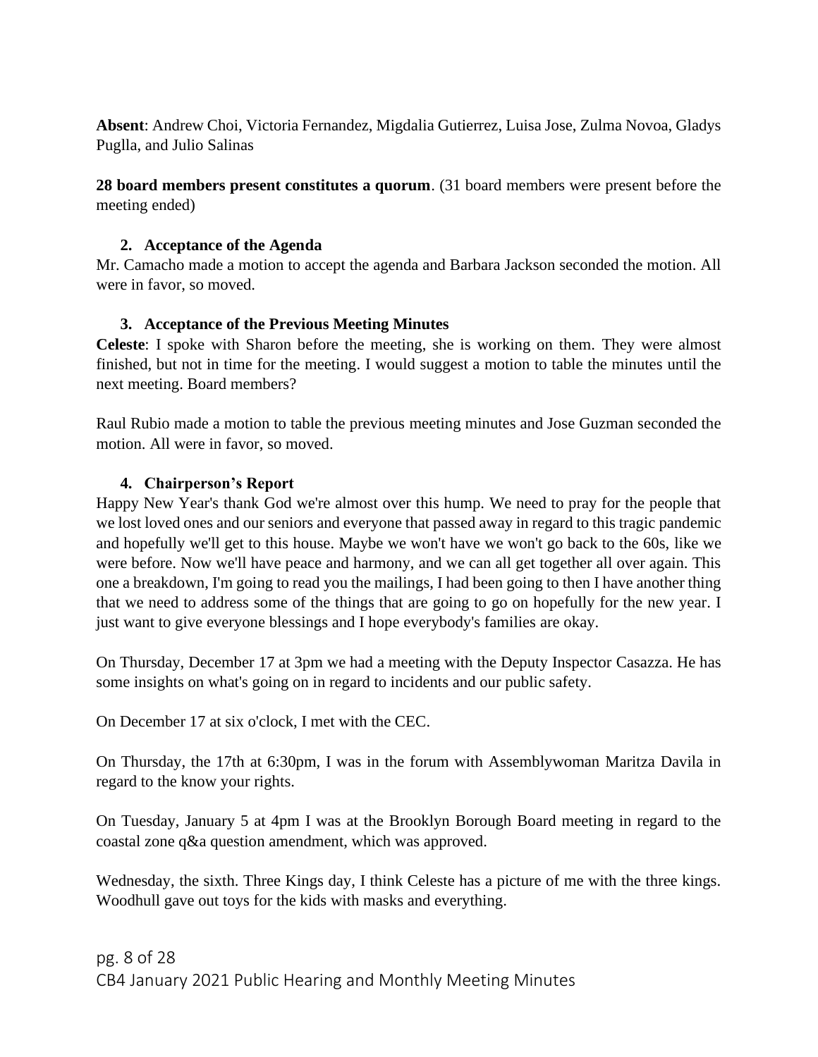**Absent**: Andrew Choi, Victoria Fernandez, Migdalia Gutierrez, Luisa Jose, Zulma Novoa, Gladys Puglla, and Julio Salinas

**28 board members present constitutes a quorum**. (31 board members were present before the meeting ended)

2. **Acceptance of the Agenda**

Mr. Camacho made a motion to accept the agenda and Barbara Jackson seconded the motion. All were in favor, so moved.

3. **Acceptance of the Previous Meeting Minutes**

**Celeste**: I spoke with Sharon before the meeting, she is working on them. They were almost finished, but not in time for the meeting. I would suggest a motion to table the minutes until the next meeting. Board members?

Raul Rubio made a motion to table the previous meeting minutes and Jose Guzman seconded the motion. All were in favor, so moved.

4. **Chairperson's Report**

Happy New Year's thank God we're almost over this hump. We need to pray for the people that we lost loved ones and our seniors and everyone that passed away in regard to this tragic pandemic and hopefully we'll get to this house. Maybe we won't have we won't go back to the 60s, like we were before. Now we'll have peace and harmony, and we can all get together all over again. This one a breakdown, I'm going to read you the mailings, I had been going to then I have another thing that we need to address some of the things that are going to go on hopefully for the new year. I just want to give everyone blessings and I hope everybody's families are okay.

On Thursday, December 17 at 3pm we had a meeting with the Deputy Inspector Casazza. He has some insights on what's going on in regard to incidents and our public safety.

On December 17 at six o'clock, I met with the CEC.

On Thursday, the 17th at 6:30pm, I was in the forum with Assemblywoman Maritza Davila in regard to the know your rights.

On Tuesday, January 5 at 4pm I was at the Brooklyn Borough Board meeting in regard to the coastal zone q&a question amendment, which was approved.

Wednesday, the sixth. Three Kings day, I think Celeste has a picture of me with the three kings. Woodhull gave out toys for the kids with masks and everything.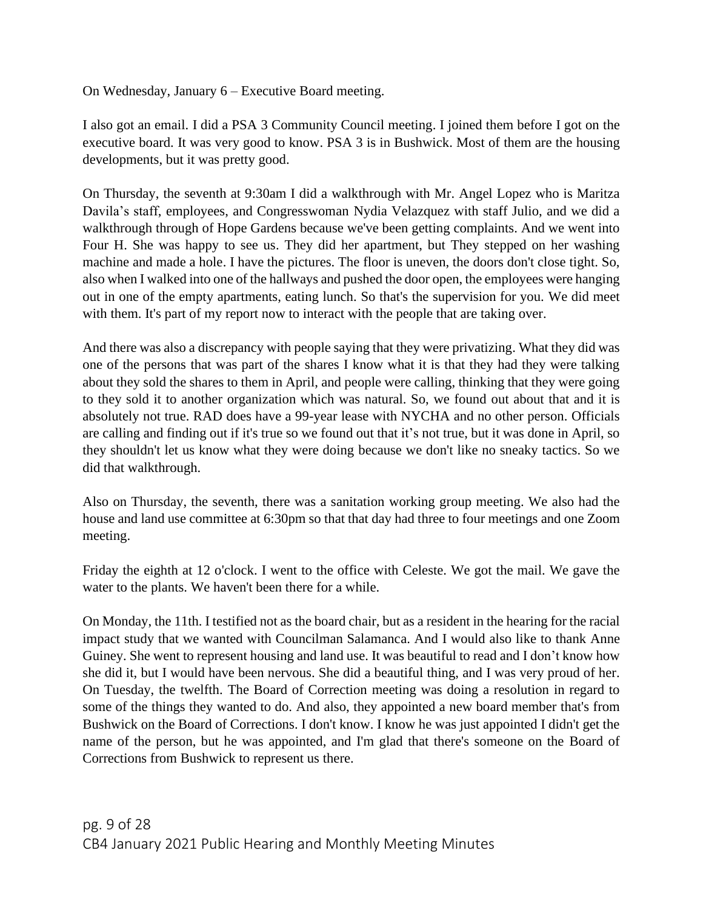On Wednesday, January 6 – Executive Board meeting.

I also got an email. I did a PSA 3 Community Council meeting. I joined them before I got on the executive board. It was very good to know. PSA 3 is in Bushwick. Most of them are the housing developments, but it was pretty good.

On Thursday, the seventh at 9:30am I did a walkthrough with Mr. Angel Lopez who is Maritza Davila's staff, employees, and Congresswoman Nydia Velazquez with staff Julio, and we did a walkthrough through of Hope Gardens because we've been getting complaints. And we went into Four H. She was happy to see us. They did her apartment, but They stepped on her washing machine and made a hole. I have the pictures. The floor is uneven, the doors don't close tight. So, also when I walked into one of the hallways and pushed the door open, the employees were hanging out in one of the empty apartments, eating lunch. So that's the supervision for you. We did meet with them. It's part of my report now to interact with the people that are taking over.

And there was also a discrepancy with people saying that they were privatizing. What they did was one of the persons that was part of the shares I know what it is that they had they were talking about they sold the shares to them in April, and people were calling, thinking that they were going to they sold it to another organization which was natural. So, we found out about that and it is absolutely not true. RAD does have a 99-year lease with NYCHA and no other person. Officials are calling and finding out if it's true so we found out that it's not true, but it was done in April, so they shouldn't let us know what they were doing because we don't like no sneaky tactics. So we did that walkthrough.

Also on Thursday, the seventh, there was a sanitation working group meeting. We also had the house and land use committee at 6:30pm so that that day had three to four meetings and one Zoom meeting.

Friday the eighth at 12 o'clock. I went to the office with Celeste. We got the mail. We gave the water to the plants. We haven't been there for a while.

On Monday, the 11th. I testified not as the board chair, but as a resident in the hearing for the racial impact study that we wanted with Councilman Salamanca. And I would also like to thank Anne Guiney. She went to represent housing and land use. It was beautiful to read and I don't know how she did it, but I would have been nervous. She did a beautiful thing, and I was very proud of her. On Tuesday, the twelfth. The Board of Correction meeting was doing a resolution in regard to some of the things they wanted to do. And also, they appointed a new board member that's from Bushwick on the Board of Corrections. I don't know. I know he was just appointed I didn't get the name of the person, but he was appointed, and I'm glad that there's someone on the Board of Corrections from Bushwick to represent us there.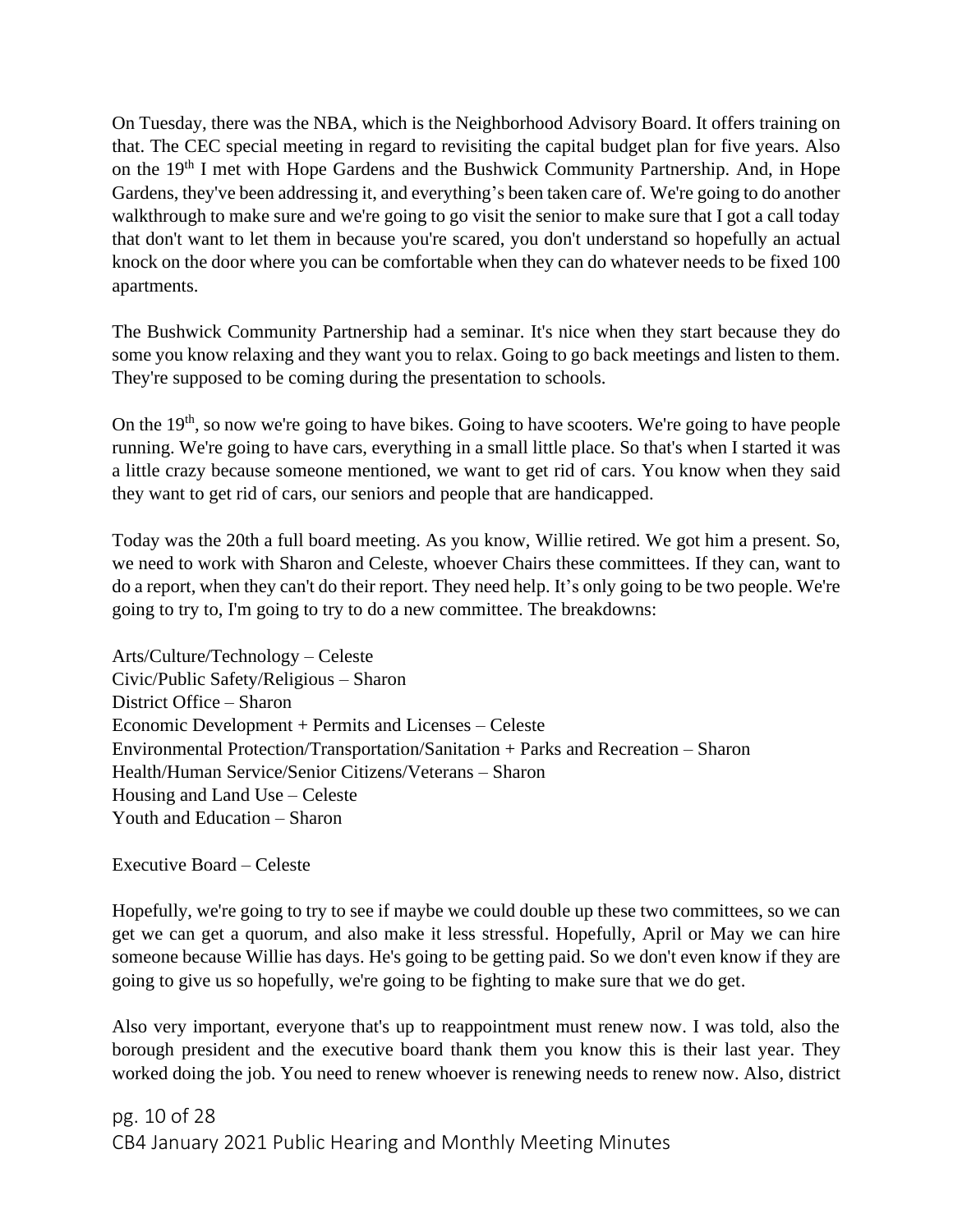On Tuesday, there was the NBA, which is the Neighborhood Advisory Board. It offers training on that. The CEC special meeting in regard to revisiting the capital budget plan for five years. Also on the 19th I met with Hope Gardens and the Bushwick Community Partnership. And, in Hope Gardens, they've been addressing it, and everything's been taken care of. We're going to do another walkthrough to make sure and we're going to go visit the senior to make sure that I got a call today that don't want to let them in because you're scared, you don't understand so hopefully an actual knock on the door where you can be comfortable when they can do whatever needs to be fixed 100 apartments.

The Bushwick Community Partnership had a seminar. It's nice when they start because they do some you know relaxing and they want you to relax. Going to go back meetings and listen to them. They're supposed to be coming during the presentation to schools.

On the 19th, so now we're going to have bikes. Going to have scooters. We're going to have people running. We're going to have cars, everything in a small little place. So that's when I started it was a little crazy because someone mentioned, we want to get rid of cars. You know when they said they want to get rid of cars, our seniors and people that are handicapped.

Today was the 20th a full board meeting. As you know, Willie retired. We got him a present. So, we need to work with Sharon and Celeste, whoever Chairs these committees. If they can, want to do a report, when they can't do their report. They need help. It's only going to be two people. We're going to try to, I'm going to try to do a new committee. The breakdowns:

Arts/Culture/Technology – Celeste
Civic/Public Safety/Religious – Sharon
District Office – Sharon
Economic Development + Permits and Licenses – Celeste
Environmental Protection/Transportation/Sanitation + Parks and Recreation – Sharon
Health/Human Service/Senior Citizens/Veterans – Sharon
Housing and Land Use – Celeste
Youth and Education – Sharon

Executive Board – Celeste

Hopefully, we're going to try to see if maybe we could double up these two committees, so we can get we can get a quorum, and also make it less stressful. Hopefully, April or May we can hire someone because Willie has days. He's going to be getting paid. So we don't even know if they are going to give us so hopefully, we're going to be fighting to make sure that we do get.

Also very important, everyone that's up to reappointment must renew now. I was told, also the borough president and the executive board thank them you know this is their last year. They worked doing the job. You need to renew whoever is renewing needs to renew now. Also, district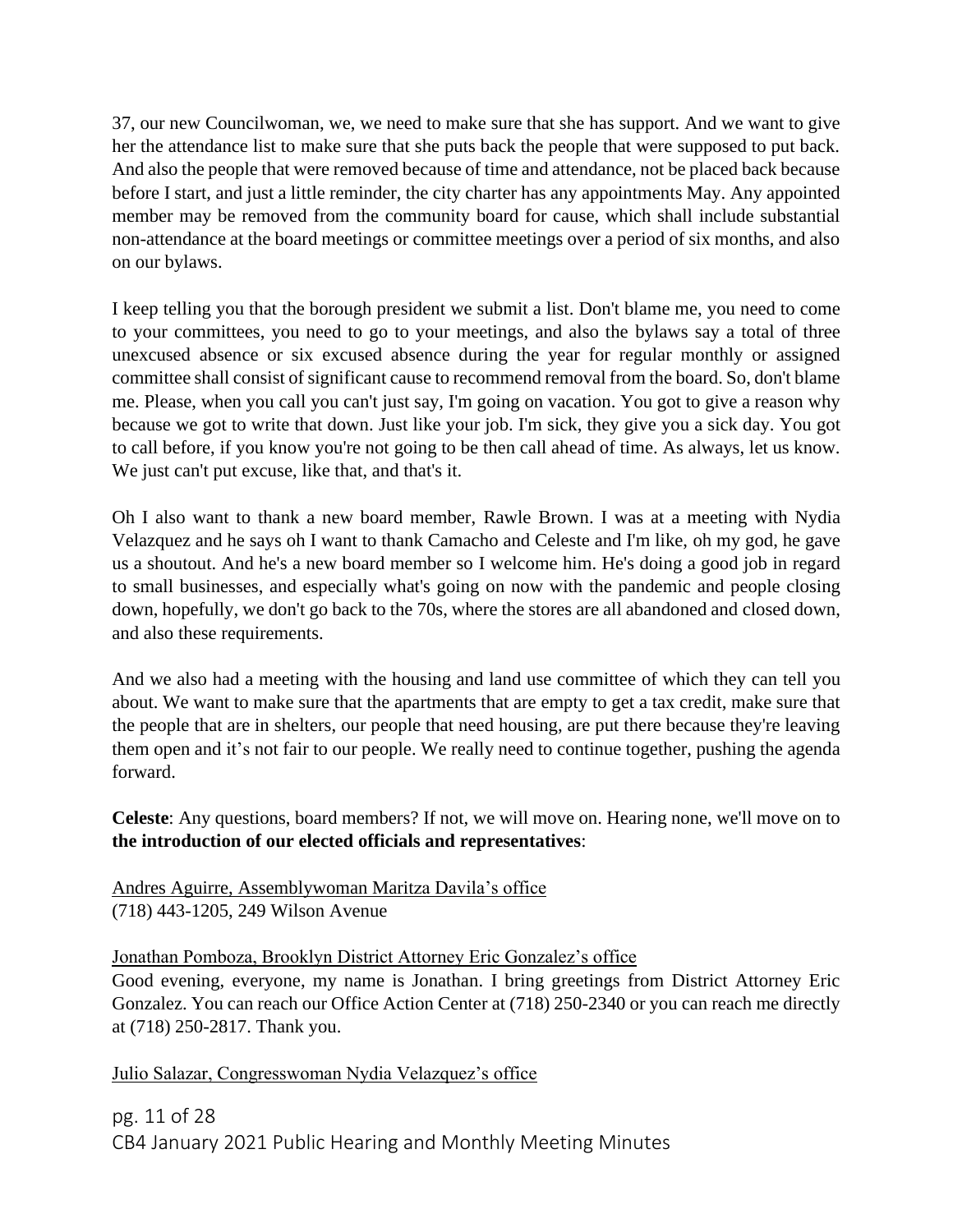37, our new Councilwoman, we, we need to make sure that she has support. And we want to give her the attendance list to make sure that she puts back the people that were supposed to put back. And also the people that were removed because of time and attendance, not be placed back because before I start, and just a little reminder, the city charter has any appointments May. Any appointed member may be removed from the community board for cause, which shall include substantial non-attendance at the board meetings or committee meetings over a period of six months, and also on our bylaws.

I keep telling you that the borough president we submit a list. Don't blame me, you need to come to your committees, you need to go to your meetings, and also the bylaws say a total of three unexcused absence or six excused absence during the year for regular monthly or assigned committee shall consist of significant cause to recommend removal from the board. So, don't blame me. Please, when you call you can't just say, I'm going on vacation. You got to give a reason why because we got to write that down. Just like your job. I'm sick, they give you a sick day. You got to call before, if you know you're not going to be then call ahead of time. As always, let us know. We just can't put excuse, like that, and that's it.

Oh I also want to thank a new board member, Rawle Brown. I was at a meeting with Nydia Velazquez and he says oh I want to thank Camacho and Celeste and I'm like, oh my god, he gave us a shoutout. And he's a new board member so I welcome him. He's doing a good job in regard to small businesses, and especially what's going on now with the pandemic and people closing down, hopefully, we don't go back to the 70s, where the stores are all abandoned and closed down, and also these requirements.

And we also had a meeting with the housing and land use committee of which they can tell you about. We want to make sure that the apartments that are empty to get a tax credit, make sure that the people that are in shelters, our people that need housing, are put there because they're leaving them open and it's not fair to our people. We really need to continue together, pushing the agenda forward.

**Celeste**: Any questions, board members? If not, we will move on. Hearing none, we'll move on to **the introduction of our elected officials and representatives**:

<u>Andres Aguirre, Assemblywoman Maritza Davila's office</u>
(718) 443-1205, 249 Wilson Avenue

<u>Jonathan Pomboza, Brooklyn District Attorney Eric Gonzalez's office</u>
Good evening, everyone, my name is Jonathan. I bring greetings from District Attorney Eric Gonzalez. You can reach our Office Action Center at (718) 250-2340 or you can reach me directly at (718) 250-2817. Thank you.

<u>Julio Salazar, Congresswoman Nydia Velazquez's office</u>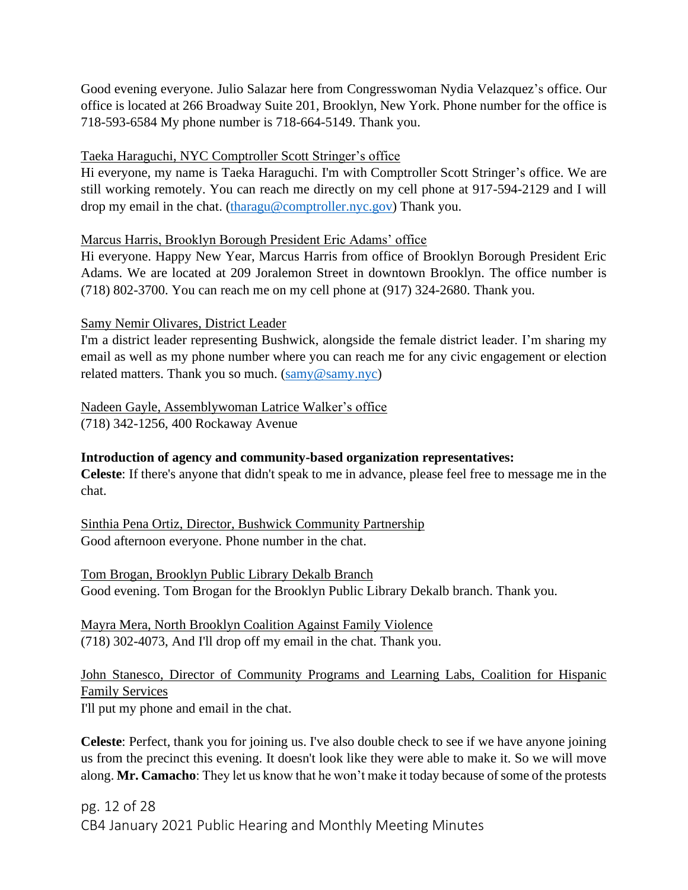Good evening everyone. Julio Salazar here from Congresswoman Nydia Velazquez's office. Our office is located at 266 Broadway Suite 201, Brooklyn, New York. Phone number for the office is 718-593-6584 My phone number is 718-664-5149. Thank you.

Taeka Haraguchi, NYC Comptroller Scott Stringer's office
Hi everyone, my name is Taeka Haraguchi. I'm with Comptroller Scott Stringer's office. We are still working remotely. You can reach me directly on my cell phone at 917-594-2129 and I will drop my email in the chat. (tharagu@comptroller.nyc.gov) Thank you.

Marcus Harris, Brooklyn Borough President Eric Adams' office
Hi everyone. Happy New Year, Marcus Harris from office of Brooklyn Borough President Eric Adams. We are located at 209 Joralemon Street in downtown Brooklyn. The office number is (718) 802-3700. You can reach me on my cell phone at (917) 324-2680. Thank you.

Samy Nemir Olivares, District Leader
I'm a district leader representing Bushwick, alongside the female district leader. I'm sharing my email as well as my phone number where you can reach me for any civic engagement or election related matters. Thank you so much. (samy@samy.nyc)

Nadeen Gayle, Assemblywoman Latrice Walker's office
(718) 342-1256, 400 Rockaway Avenue

**Introduction of agency and community-based organization representatives:**
**Celeste**: If there's anyone that didn't speak to me in advance, please feel free to message me in the chat.

Sinthia Pena Ortiz, Director, Bushwick Community Partnership
Good afternoon everyone. Phone number in the chat.

Tom Brogan, Brooklyn Public Library Dekalb Branch
Good evening. Tom Brogan for the Brooklyn Public Library Dekalb branch. Thank you.

Mayra Mera, North Brooklyn Coalition Against Family Violence
(718) 302-4073, And I'll drop off my email in the chat. Thank you.

John Stanesco, Director of Community Programs and Learning Labs, Coalition for Hispanic Family Services
I'll put my phone and email in the chat.

**Celeste**: Perfect, thank you for joining us. I've also double check to see if we have anyone joining us from the precinct this evening. It doesn't look like they were able to make it. So we will move along. **Mr. Camacho**: They let us know that he won't make it today because of some of the protests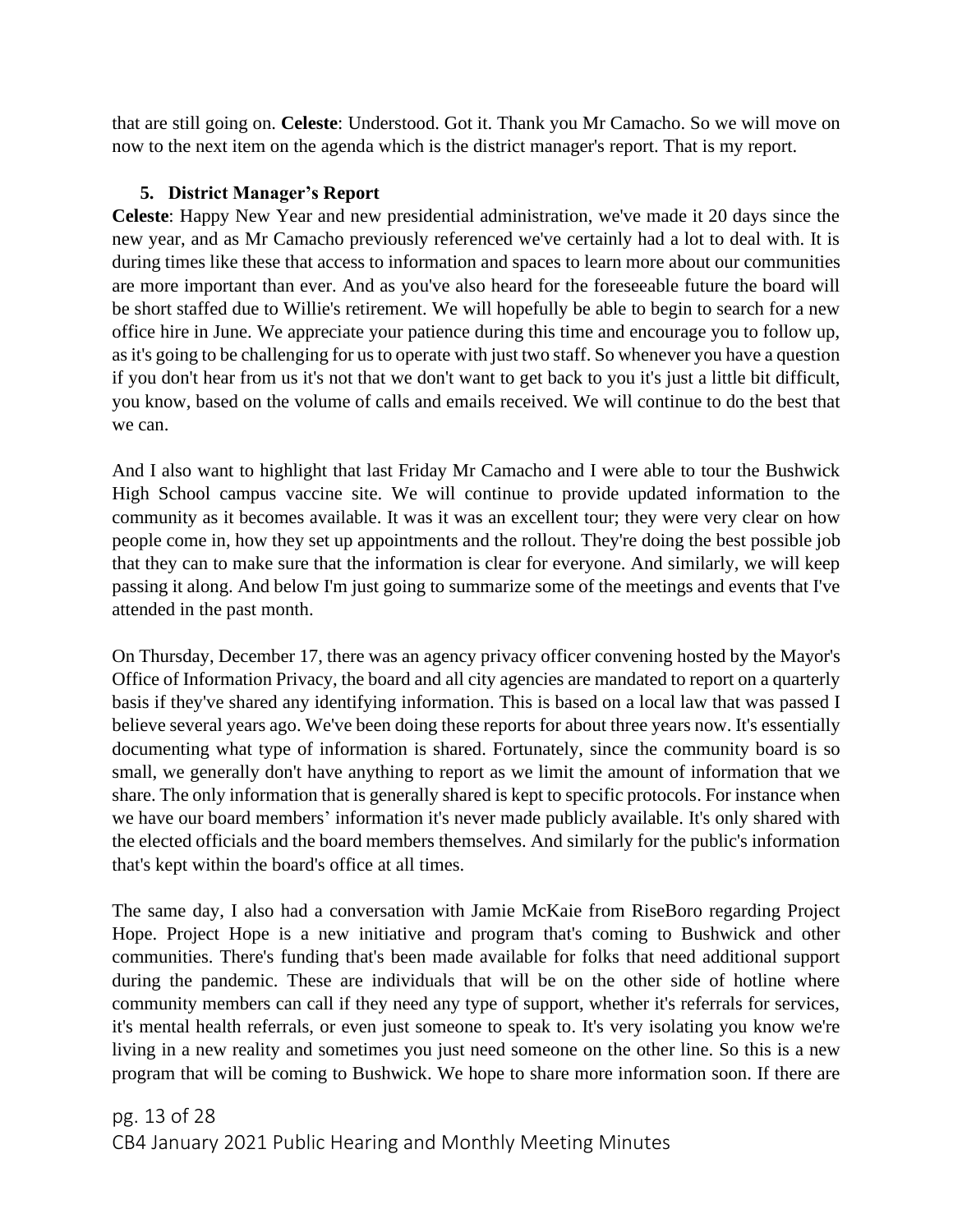that are still going on. **Celeste**: Understood. Got it. Thank you Mr Camacho. So we will move on now to the next item on the agenda which is the district manager's report. That is my report.

**5. District Manager's Report**

**Celeste**: Happy New Year and new presidential administration, we've made it 20 days since the new year, and as Mr Camacho previously referenced we've certainly had a lot to deal with. It is during times like these that access to information and spaces to learn more about our communities are more important than ever. And as you've also heard for the foreseeable future the board will be short staffed due to Willie's retirement. We will hopefully be able to begin to search for a new office hire in June. We appreciate your patience during this time and encourage you to follow up, as it's going to be challenging for us to operate with just two staff. So whenever you have a question if you don't hear from us it's not that we don't want to get back to you it's just a little bit difficult, you know, based on the volume of calls and emails received. We will continue to do the best that we can.

And I also want to highlight that last Friday Mr Camacho and I were able to tour the Bushwick High School campus vaccine site. We will continue to provide updated information to the community as it becomes available. It was it was an excellent tour; they were very clear on how people come in, how they set up appointments and the rollout. They're doing the best possible job that they can to make sure that the information is clear for everyone. And similarly, we will keep passing it along. And below I'm just going to summarize some of the meetings and events that I've attended in the past month.

On Thursday, December 17, there was an agency privacy officer convening hosted by the Mayor's Office of Information Privacy, the board and all city agencies are mandated to report on a quarterly basis if they've shared any identifying information. This is based on a local law that was passed I believe several years ago. We've been doing these reports for about three years now. It's essentially documenting what type of information is shared. Fortunately, since the community board is so small, we generally don't have anything to report as we limit the amount of information that we share. The only information that is generally shared is kept to specific protocols. For instance when we have our board members' information it's never made publicly available. It's only shared with the elected officials and the board members themselves. And similarly for the public's information that's kept within the board's office at all times.

The same day, I also had a conversation with Jamie McKaie from RiseBoro regarding Project Hope. Project Hope is a new initiative and program that's coming to Bushwick and other communities. There's funding that's been made available for folks that need additional support during the pandemic. These are individuals that will be on the other side of hotline where community members can call if they need any type of support, whether it's referrals for services, it's mental health referrals, or even just someone to speak to. It's very isolating you know we're living in a new reality and sometimes you just need someone on the other line. So this is a new program that will be coming to Bushwick. We hope to share more information soon. If there are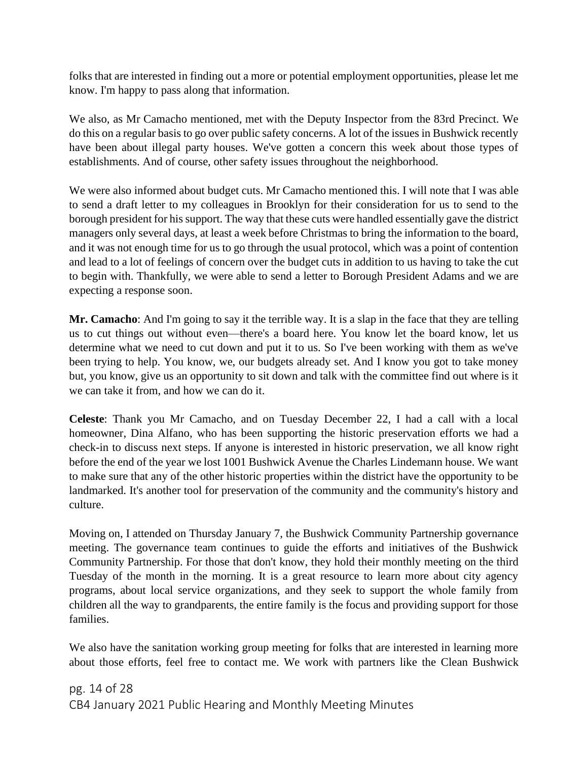folks that are interested in finding out a more or potential employment opportunities, please let me know. I'm happy to pass along that information.

We also, as Mr Camacho mentioned, met with the Deputy Inspector from the 83rd Precinct. We do this on a regular basis to go over public safety concerns. A lot of the issues in Bushwick recently have been about illegal party houses. We've gotten a concern this week about those types of establishments. And of course, other safety issues throughout the neighborhood.

We were also informed about budget cuts. Mr Camacho mentioned this. I will note that I was able to send a draft letter to my colleagues in Brooklyn for their consideration for us to send to the borough president for his support. The way that these cuts were handled essentially gave the district managers only several days, at least a week before Christmas to bring the information to the board, and it was not enough time for us to go through the usual protocol, which was a point of contention and lead to a lot of feelings of concern over the budget cuts in addition to us having to take the cut to begin with. Thankfully, we were able to send a letter to Borough President Adams and we are expecting a response soon.

**Mr. Camacho**: And I'm going to say it the terrible way. It is a slap in the face that they are telling us to cut things out without even—there's a board here. You know let the board know, let us determine what we need to cut down and put it to us. So I've been working with them as we've been trying to help. You know, we, our budgets already set. And I know you got to take money but, you know, give us an opportunity to sit down and talk with the committee find out where is it we can take it from, and how we can do it.

**Celeste**: Thank you Mr Camacho, and on Tuesday December 22, I had a call with a local homeowner, Dina Alfano, who has been supporting the historic preservation efforts we had a check-in to discuss next steps. If anyone is interested in historic preservation, we all know right before the end of the year we lost 1001 Bushwick Avenue the Charles Lindemann house. We want to make sure that any of the other historic properties within the district have the opportunity to be landmarked. It's another tool for preservation of the community and the community's history and culture.

Moving on, I attended on Thursday January 7, the Bushwick Community Partnership governance meeting. The governance team continues to guide the efforts and initiatives of the Bushwick Community Partnership. For those that don't know, they hold their monthly meeting on the third Tuesday of the month in the morning. It is a great resource to learn more about city agency programs, about local service organizations, and they seek to support the whole family from children all the way to grandparents, the entire family is the focus and providing support for those families.

We also have the sanitation working group meeting for folks that are interested in learning more about those efforts, feel free to contact me. We work with partners like the Clean Bushwick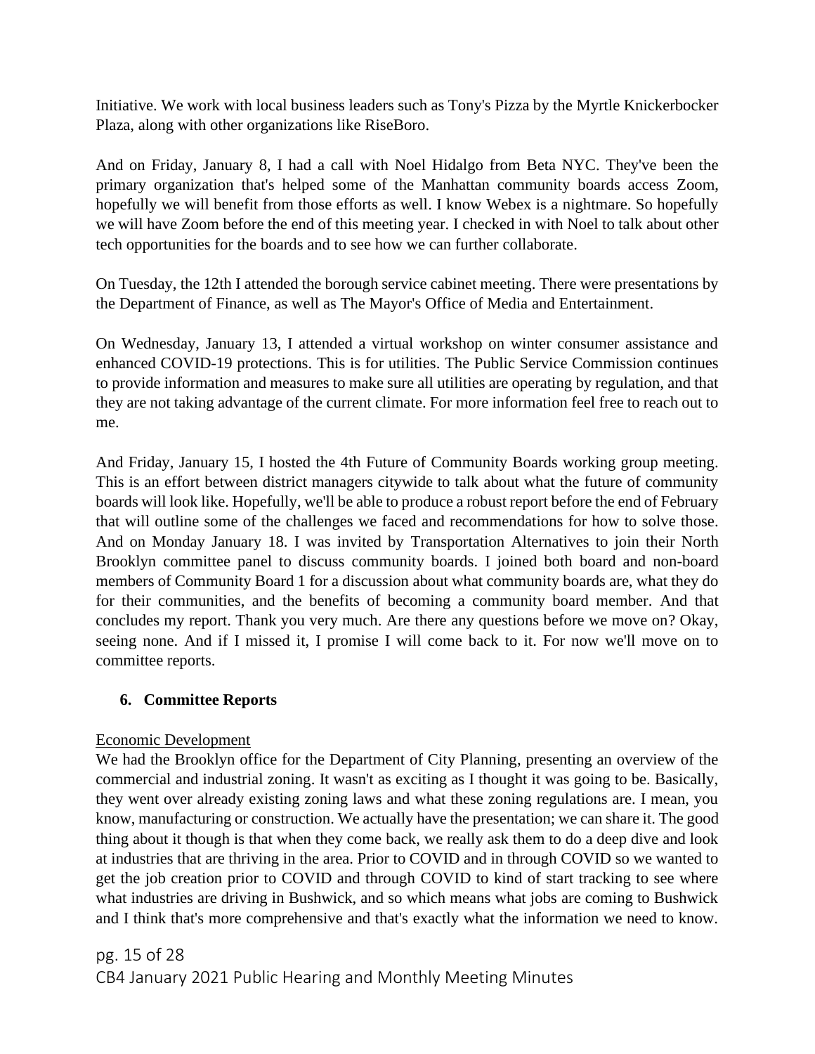Initiative. We work with local business leaders such as Tony's Pizza by the Myrtle Knickerbocker Plaza, along with other organizations like RiseBoro.

And on Friday, January 8, I had a call with Noel Hidalgo from Beta NYC. They've been the primary organization that's helped some of the Manhattan community boards access Zoom, hopefully we will benefit from those efforts as well. I know Webex is a nightmare. So hopefully we will have Zoom before the end of this meeting year. I checked in with Noel to talk about other tech opportunities for the boards and to see how we can further collaborate.

On Tuesday, the 12th I attended the borough service cabinet meeting. There were presentations by the Department of Finance, as well as The Mayor's Office of Media and Entertainment.

On Wednesday, January 13, I attended a virtual workshop on winter consumer assistance and enhanced COVID-19 protections. This is for utilities. The Public Service Commission continues to provide information and measures to make sure all utilities are operating by regulation, and that they are not taking advantage of the current climate. For more information feel free to reach out to me.

And Friday, January 15, I hosted the 4th Future of Community Boards working group meeting. This is an effort between district managers citywide to talk about what the future of community boards will look like. Hopefully, we'll be able to produce a robust report before the end of February that will outline some of the challenges we faced and recommendations for how to solve those. And on Monday January 18. I was invited by Transportation Alternatives to join their North Brooklyn committee panel to discuss community boards. I joined both board and non-board members of Community Board 1 for a discussion about what community boards are, what they do for their communities, and the benefits of becoming a community board member. And that concludes my report. Thank you very much. Are there any questions before we move on? Okay, seeing none. And if I missed it, I promise I will come back to it. For now we'll move on to committee reports.

## 6. Committee Reports

Economic Development

We had the Brooklyn office for the Department of City Planning, presenting an overview of the commercial and industrial zoning. It wasn't as exciting as I thought it was going to be. Basically, they went over already existing zoning laws and what these zoning regulations are. I mean, you know, manufacturing or construction. We actually have the presentation; we can share it. The good thing about it though is that when they come back, we really ask them to do a deep dive and look at industries that are thriving in the area. Prior to COVID and in through COVID so we wanted to get the job creation prior to COVID and through COVID to kind of start tracking to see where what industries are driving in Bushwick, and so which means what jobs are coming to Bushwick and I think that's more comprehensive and that's exactly what the information we need to know.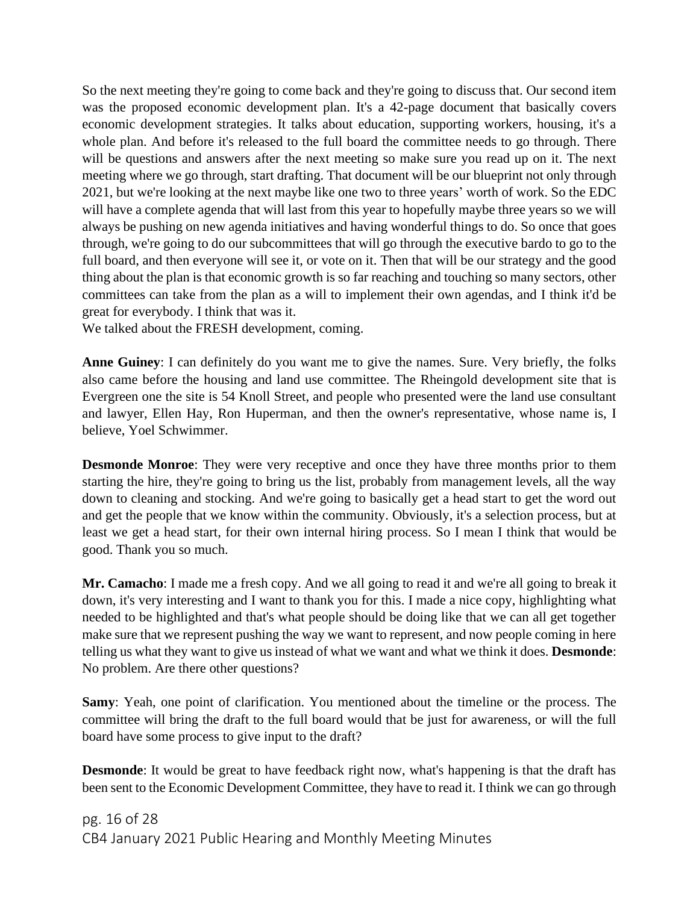So the next meeting they're going to come back and they're going to discuss that. Our second item was the proposed economic development plan. It's a 42-page document that basically covers economic development strategies. It talks about education, supporting workers, housing, it's a whole plan. And before it's released to the full board the committee needs to go through. There will be questions and answers after the next meeting so make sure you read up on it. The next meeting where we go through, start drafting. That document will be our blueprint not only through 2021, but we're looking at the next maybe like one two to three years' worth of work. So the EDC will have a complete agenda that will last from this year to hopefully maybe three years so we will always be pushing on new agenda initiatives and having wonderful things to do. So once that goes through, we're going to do our subcommittees that will go through the executive bardo to go to the full board, and then everyone will see it, or vote on it. Then that will be our strategy and the good thing about the plan is that economic growth is so far reaching and touching so many sectors, other committees can take from the plan as a will to implement their own agendas, and I think it'd be great for everybody. I think that was it.

We talked about the FRESH development, coming.

**Anne Guiney**: I can definitely do you want me to give the names. Sure. Very briefly, the folks also came before the housing and land use committee. The Rheingold development site that is Evergreen one the site is 54 Knoll Street, and people who presented were the land use consultant and lawyer, Ellen Hay, Ron Huperman, and then the owner's representative, whose name is, I believe, Yoel Schwimmer.

**Desmonde Monroe**: They were very receptive and once they have three months prior to them starting the hire, they're going to bring us the list, probably from management levels, all the way down to cleaning and stocking. And we're going to basically get a head start to get the word out and get the people that we know within the community. Obviously, it's a selection process, but at least we get a head start, for their own internal hiring process. So I mean I think that would be good. Thank you so much.

**Mr. Camacho**: I made me a fresh copy. And we all going to read it and we're all going to break it down, it's very interesting and I want to thank you for this. I made a nice copy, highlighting what needed to be highlighted and that's what people should be doing like that we can all get together make sure that we represent pushing the way we want to represent, and now people coming in here telling us what they want to give us instead of what we want and what we think it does. **Desmonde**: No problem. Are there other questions?

**Samy**: Yeah, one point of clarification. You mentioned about the timeline or the process. The committee will bring the draft to the full board would that be just for awareness, or will the full board have some process to give input to the draft?

**Desmonde**: It would be great to have feedback right now, what's happening is that the draft has been sent to the Economic Development Committee, they have to read it. I think we can go through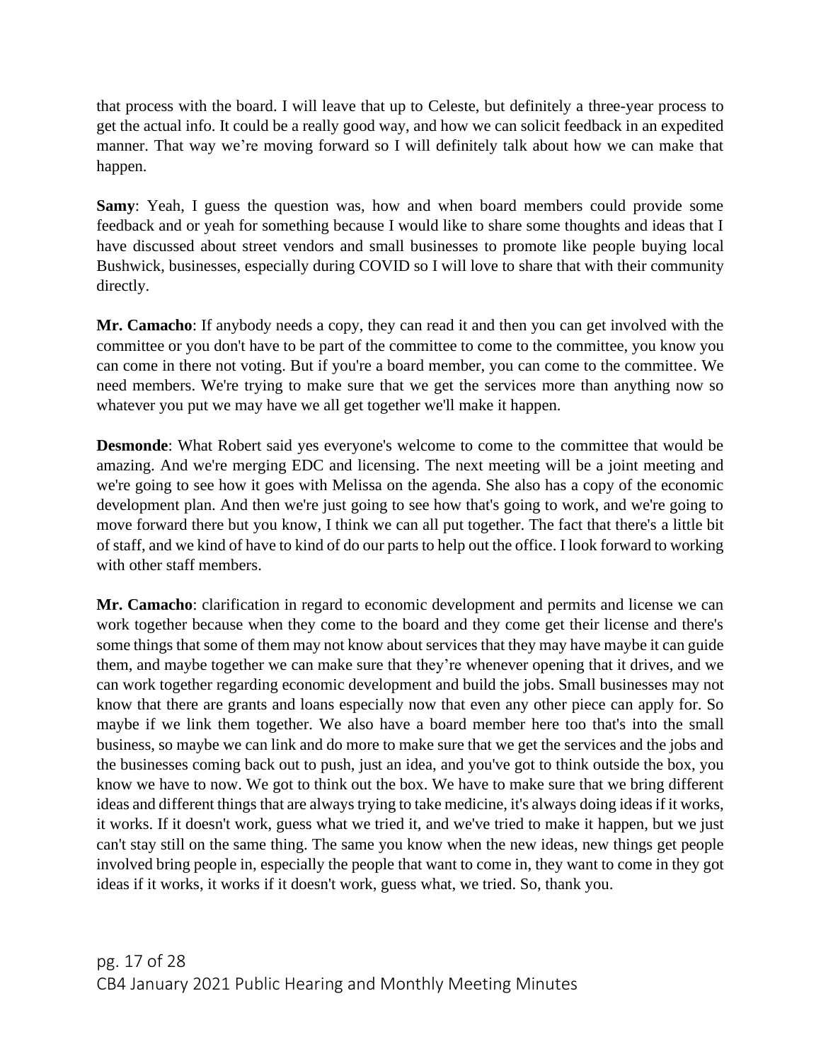that process with the board. I will leave that up to Celeste, but definitely a three-year process to get the actual info. It could be a really good way, and how we can solicit feedback in an expedited manner. That way we're moving forward so I will definitely talk about how we can make that happen.

**Samy**: Yeah, I guess the question was, how and when board members could provide some feedback and or yeah for something because I would like to share some thoughts and ideas that I have discussed about street vendors and small businesses to promote like people buying local Bushwick, businesses, especially during COVID so I will love to share that with their community directly.

**Mr. Camacho**: If anybody needs a copy, they can read it and then you can get involved with the committee or you don't have to be part of the committee to come to the committee, you know you can come in there not voting. But if you're a board member, you can come to the committee. We need members. We're trying to make sure that we get the services more than anything now so whatever you put we may have we all get together we'll make it happen.

**Desmonde**: What Robert said yes everyone's welcome to come to the committee that would be amazing. And we're merging EDC and licensing. The next meeting will be a joint meeting and we're going to see how it goes with Melissa on the agenda. She also has a copy of the economic development plan. And then we're just going to see how that's going to work, and we're going to move forward there but you know, I think we can all put together. The fact that there's a little bit of staff, and we kind of have to kind of do our parts to help out the office. I look forward to working with other staff members.

**Mr. Camacho**: clarification in regard to economic development and permits and license we can work together because when they come to the board and they come get their license and there's some things that some of them may not know about services that they may have maybe it can guide them, and maybe together we can make sure that they're whenever opening that it drives, and we can work together regarding economic development and build the jobs. Small businesses may not know that there are grants and loans especially now that even any other piece can apply for. So maybe if we link them together. We also have a board member here too that's into the small business, so maybe we can link and do more to make sure that we get the services and the jobs and the businesses coming back out to push, just an idea, and you've got to think outside the box, you know we have to now. We got to think out the box. We have to make sure that we bring different ideas and different things that are always trying to take medicine, it's always doing ideas if it works, it works. If it doesn't work, guess what we tried it, and we've tried to make it happen, but we just can't stay still on the same thing. The same you know when the new ideas, new things get people involved bring people in, especially the people that want to come in, they want to come in they got ideas if it works, it works if it doesn't work, guess what, we tried. So, thank you.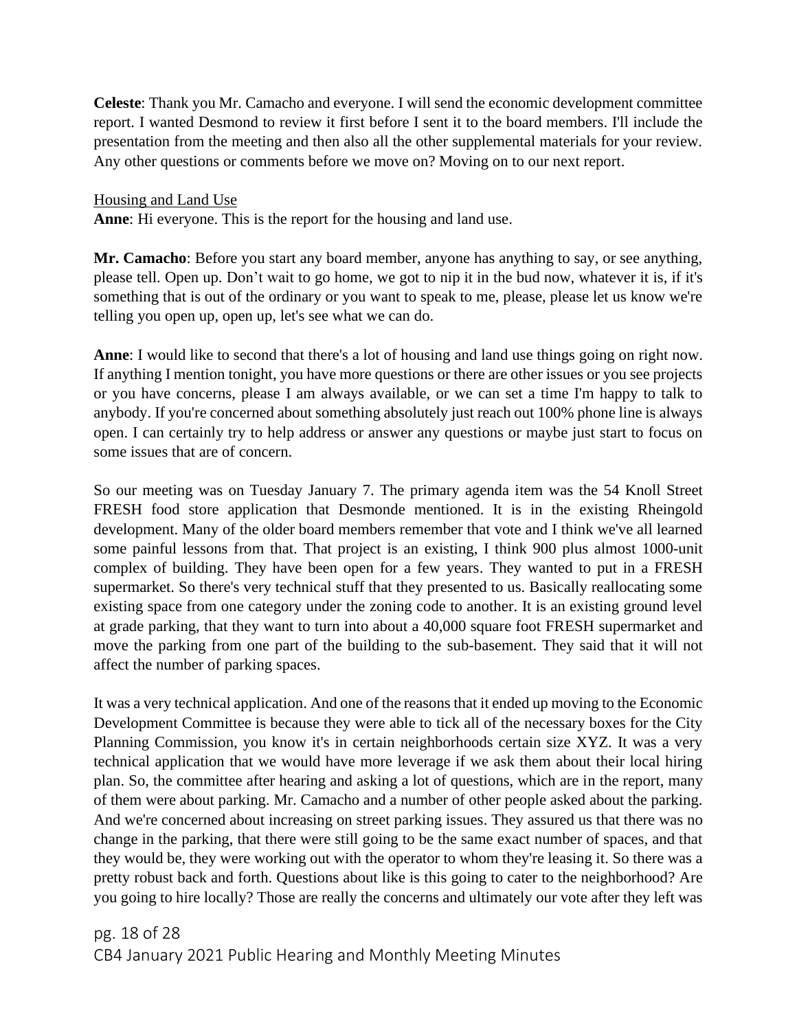**Celeste**: Thank you Mr. Camacho and everyone. I will send the economic development committee report. I wanted Desmond to review it first before I sent it to the board members. I'll include the presentation from the meeting and then also all the other supplemental materials for your review. Any other questions or comments before we move on? Moving on to our next report.

<u>Housing and Land Use</u>

**Anne**: Hi everyone. This is the report for the housing and land use.

**Mr. Camacho**: Before you start any board member, anyone has anything to say, or see anything, please tell. Open up. Don't wait to go home, we got to nip it in the bud now, whatever it is, if it's something that is out of the ordinary or you want to speak to me, please, please let us know we're telling you open up, open up, let's see what we can do.

**Anne**: I would like to second that there's a lot of housing and land use things going on right now. If anything I mention tonight, you have more questions or there are other issues or you see projects or you have concerns, please I am always available, or we can set a time I'm happy to talk to anybody. If you're concerned about something absolutely just reach out 100% phone line is always open. I can certainly try to help address or answer any questions or maybe just start to focus on some issues that are of concern.

So our meeting was on Tuesday January 7. The primary agenda item was the 54 Knoll Street FRESH food store application that Desmonde mentioned. It is in the existing Rheingold development. Many of the older board members remember that vote and I think we've all learned some painful lessons from that. That project is an existing, I think 900 plus almost 1000-unit complex of building. They have been open for a few years. They wanted to put in a FRESH supermarket. So there's very technical stuff that they presented to us. Basically reallocating some existing space from one category under the zoning code to another. It is an existing ground level at grade parking, that they want to turn into about a 40,000 square foot FRESH supermarket and move the parking from one part of the building to the sub-basement. They said that it will not affect the number of parking spaces.

It was a very technical application. And one of the reasons that it ended up moving to the Economic Development Committee is because they were able to tick all of the necessary boxes for the City Planning Commission, you know it's in certain neighborhoods certain size XYZ. It was a very technical application that we would have more leverage if we ask them about their local hiring plan. So, the committee after hearing and asking a lot of questions, which are in the report, many of them were about parking. Mr. Camacho and a number of other people asked about the parking. And we're concerned about increasing on street parking issues. They assured us that there was no change in the parking, that there were still going to be the same exact number of spaces, and that they would be, they were working out with the operator to whom they're leasing it. So there was a pretty robust back and forth. Questions about like is this going to cater to the neighborhood? Are you going to hire locally? Those are really the concerns and ultimately our vote after they left was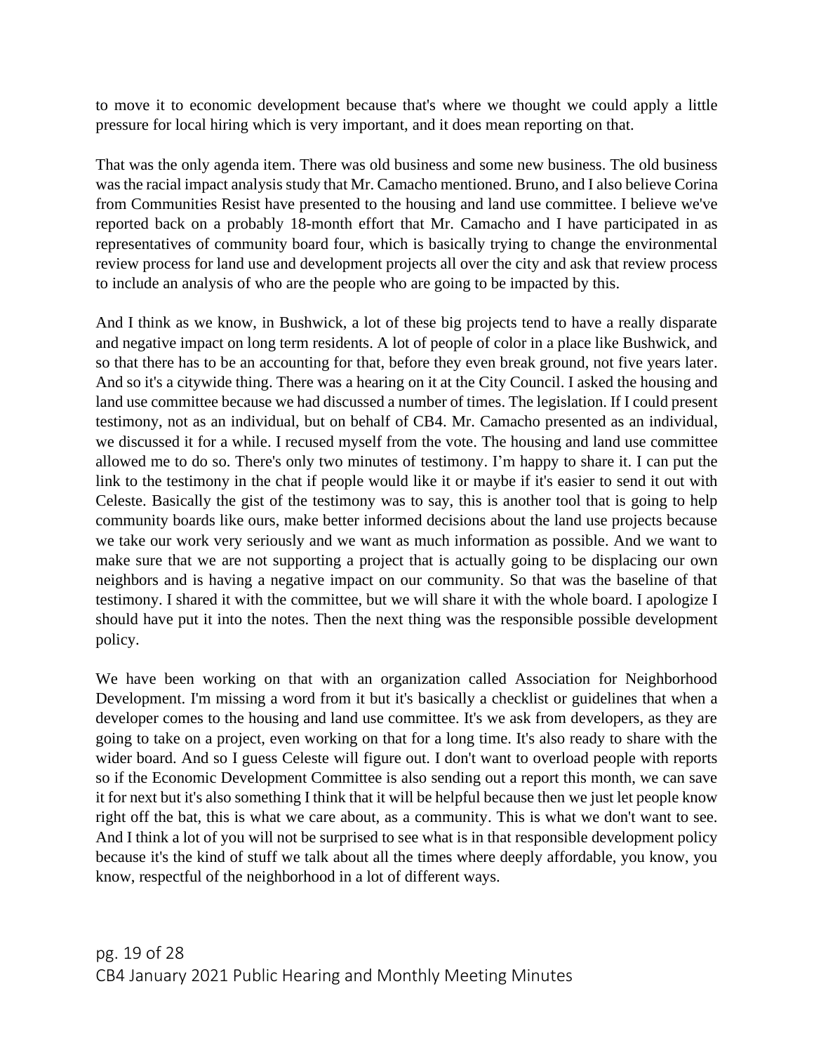to move it to economic development because that's where we thought we could apply a little pressure for local hiring which is very important, and it does mean reporting on that.

That was the only agenda item. There was old business and some new business. The old business was the racial impact analysis study that Mr. Camacho mentioned. Bruno, and I also believe Corina from Communities Resist have presented to the housing and land use committee. I believe we've reported back on a probably 18-month effort that Mr. Camacho and I have participated in as representatives of community board four, which is basically trying to change the environmental review process for land use and development projects all over the city and ask that review process to include an analysis of who are the people who are going to be impacted by this.

And I think as we know, in Bushwick, a lot of these big projects tend to have a really disparate and negative impact on long term residents. A lot of people of color in a place like Bushwick, and so that there has to be an accounting for that, before they even break ground, not five years later. And so it's a citywide thing. There was a hearing on it at the City Council. I asked the housing and land use committee because we had discussed a number of times. The legislation. If I could present testimony, not as an individual, but on behalf of CB4. Mr. Camacho presented as an individual, we discussed it for a while. I recused myself from the vote. The housing and land use committee allowed me to do so. There's only two minutes of testimony. I'm happy to share it. I can put the link to the testimony in the chat if people would like it or maybe if it's easier to send it out with Celeste. Basically the gist of the testimony was to say, this is another tool that is going to help community boards like ours, make better informed decisions about the land use projects because we take our work very seriously and we want as much information as possible. And we want to make sure that we are not supporting a project that is actually going to be displacing our own neighbors and is having a negative impact on our community. So that was the baseline of that testimony. I shared it with the committee, but we will share it with the whole board. I apologize I should have put it into the notes. Then the next thing was the responsible possible development policy.

We have been working on that with an organization called Association for Neighborhood Development. I'm missing a word from it but it's basically a checklist or guidelines that when a developer comes to the housing and land use committee. It's we ask from developers, as they are going to take on a project, even working on that for a long time. It's also ready to share with the wider board. And so I guess Celeste will figure out. I don't want to overload people with reports so if the Economic Development Committee is also sending out a report this month, we can save it for next but it's also something I think that it will be helpful because then we just let people know right off the bat, this is what we care about, as a community. This is what we don't want to see. And I think a lot of you will not be surprised to see what is in that responsible development policy because it's the kind of stuff we talk about all the times where deeply affordable, you know, you know, respectful of the neighborhood in a lot of different ways.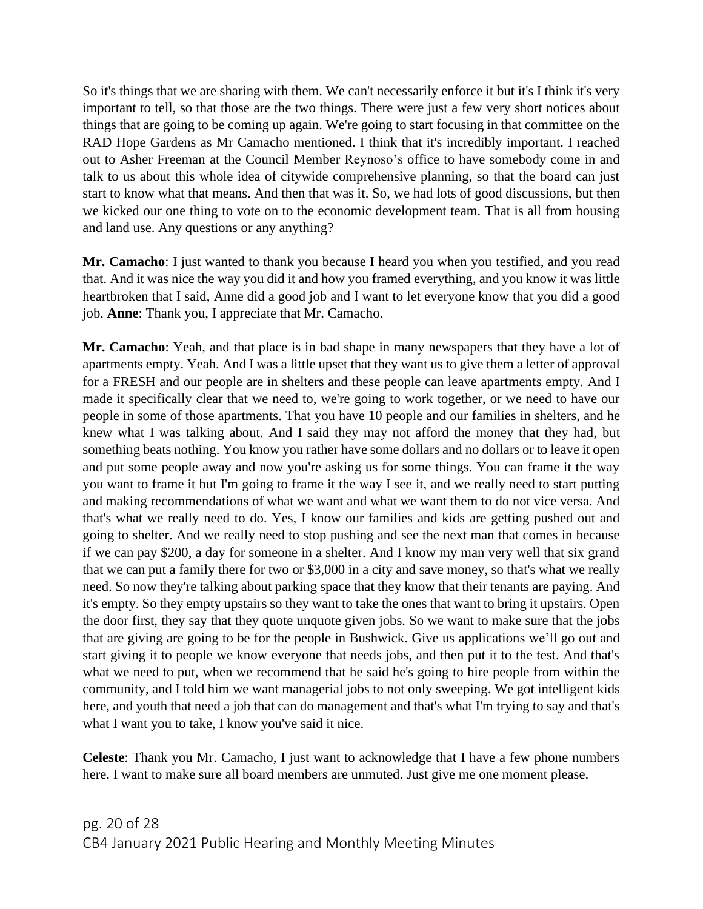So it's things that we are sharing with them. We can't necessarily enforce it but it's I think it's very important to tell, so that those are the two things. There were just a few very short notices about things that are going to be coming up again. We're going to start focusing in that committee on the RAD Hope Gardens as Mr Camacho mentioned. I think that it's incredibly important. I reached out to Asher Freeman at the Council Member Reynoso's office to have somebody come in and talk to us about this whole idea of citywide comprehensive planning, so that the board can just start to know what that means. And then that was it. So, we had lots of good discussions, but then we kicked our one thing to vote on to the economic development team. That is all from housing and land use. Any questions or any anything?

**Mr. Camacho**: I just wanted to thank you because I heard you when you testified, and you read that. And it was nice the way you did it and how you framed everything, and you know it was little heartbroken that I said, Anne did a good job and I want to let everyone know that you did a good job. **Anne**: Thank you, I appreciate that Mr. Camacho.

**Mr. Camacho**: Yeah, and that place is in bad shape in many newspapers that they have a lot of apartments empty. Yeah. And I was a little upset that they want us to give them a letter of approval for a FRESH and our people are in shelters and these people can leave apartments empty. And I made it specifically clear that we need to, we're going to work together, or we need to have our people in some of those apartments. That you have 10 people and our families in shelters, and he knew what I was talking about. And I said they may not afford the money that they had, but something beats nothing. You know you rather have some dollars and no dollars or to leave it open and put some people away and now you're asking us for some things. You can frame it the way you want to frame it but I'm going to frame it the way I see it, and we really need to start putting and making recommendations of what we want and what we want them to do not vice versa. And that's what we really need to do. Yes, I know our families and kids are getting pushed out and going to shelter. And we really need to stop pushing and see the next man that comes in because if we can pay $200, a day for someone in a shelter. And I know my man very well that six grand that we can put a family there for two or $3,000 in a city and save money, so that's what we really need. So now they're talking about parking space that they know that their tenants are paying. And it's empty. So they empty upstairs so they want to take the ones that want to bring it upstairs. Open the door first, they say that they quote unquote given jobs. So we want to make sure that the jobs that are giving are going to be for the people in Bushwick. Give us applications we'll go out and start giving it to people we know everyone that needs jobs, and then put it to the test. And that's what we need to put, when we recommend that he said he's going to hire people from within the community, and I told him we want managerial jobs to not only sweeping. We got intelligent kids here, and youth that need a job that can do management and that's what I'm trying to say and that's what I want you to take, I know you've said it nice.

**Celeste**: Thank you Mr. Camacho, I just want to acknowledge that I have a few phone numbers here. I want to make sure all board members are unmuted. Just give me one moment please.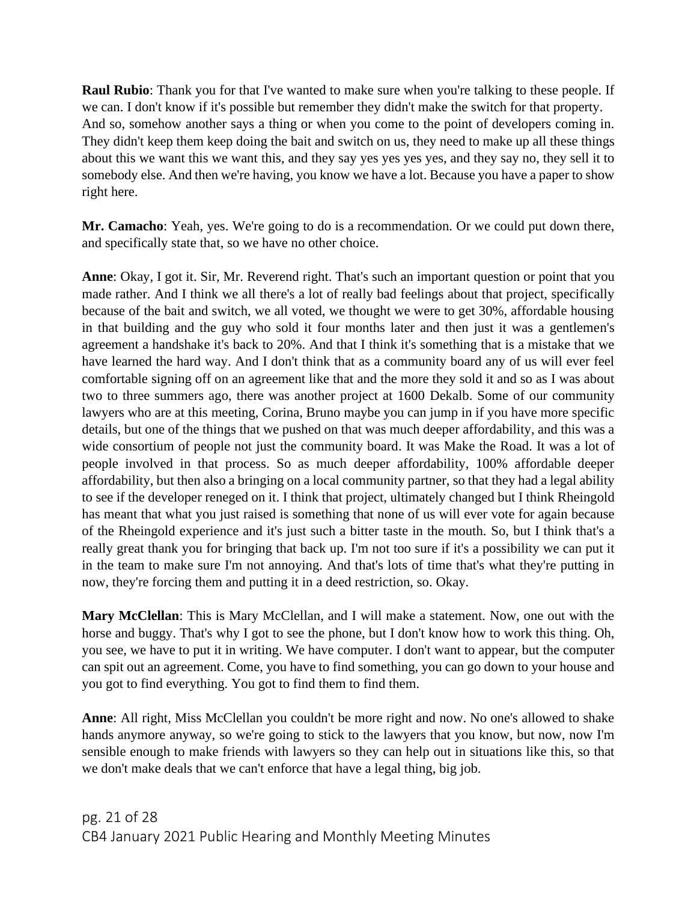**Raul Rubio**: Thank you for that I've wanted to make sure when you're talking to these people. If we can. I don't know if it's possible but remember they didn't make the switch for that property. And so, somehow another says a thing or when you come to the point of developers coming in. They didn't keep them keep doing the bait and switch on us, they need to make up all these things about this we want this we want this, and they say yes yes yes yes, and they say no, they sell it to somebody else. And then we're having, you know we have a lot. Because you have a paper to show right here.

**Mr. Camacho**: Yeah, yes. We're going to do is a recommendation. Or we could put down there, and specifically state that, so we have no other choice.

**Anne**: Okay, I got it. Sir, Mr. Reverend right. That's such an important question or point that you made rather. And I think we all there's a lot of really bad feelings about that project, specifically because of the bait and switch, we all voted, we thought we were to get 30%, affordable housing in that building and the guy who sold it four months later and then just it was a gentlemen's agreement a handshake it's back to 20%. And that I think it's something that is a mistake that we have learned the hard way. And I don't think that as a community board any of us will ever feel comfortable signing off on an agreement like that and the more they sold it and so as I was about two to three summers ago, there was another project at 1600 Dekalb. Some of our community lawyers who are at this meeting, Corina, Bruno maybe you can jump in if you have more specific details, but one of the things that we pushed on that was much deeper affordability, and this was a wide consortium of people not just the community board. It was Make the Road. It was a lot of people involved in that process. So as much deeper affordability, 100% affordable deeper affordability, but then also a bringing on a local community partner, so that they had a legal ability to see if the developer reneged on it. I think that project, ultimately changed but I think Rheingold has meant that what you just raised is something that none of us will ever vote for again because of the Rheingold experience and it's just such a bitter taste in the mouth. So, but I think that's a really great thank you for bringing that back up. I'm not too sure if it's a possibility we can put it in the team to make sure I'm not annoying. And that's lots of time that's what they're putting in now, they're forcing them and putting it in a deed restriction, so. Okay.

**Mary McClellan**: This is Mary McClellan, and I will make a statement. Now, one out with the horse and buggy. That's why I got to see the phone, but I don't know how to work this thing. Oh, you see, we have to put it in writing. We have computer. I don't want to appear, but the computer can spit out an agreement. Come, you have to find something, you can go down to your house and you got to find everything. You got to find them to find them.

**Anne**: All right, Miss McClellan you couldn't be more right and now. No one's allowed to shake hands anymore anyway, so we're going to stick to the lawyers that you know, but now, now I'm sensible enough to make friends with lawyers so they can help out in situations like this, so that we don't make deals that we can't enforce that have a legal thing, big job.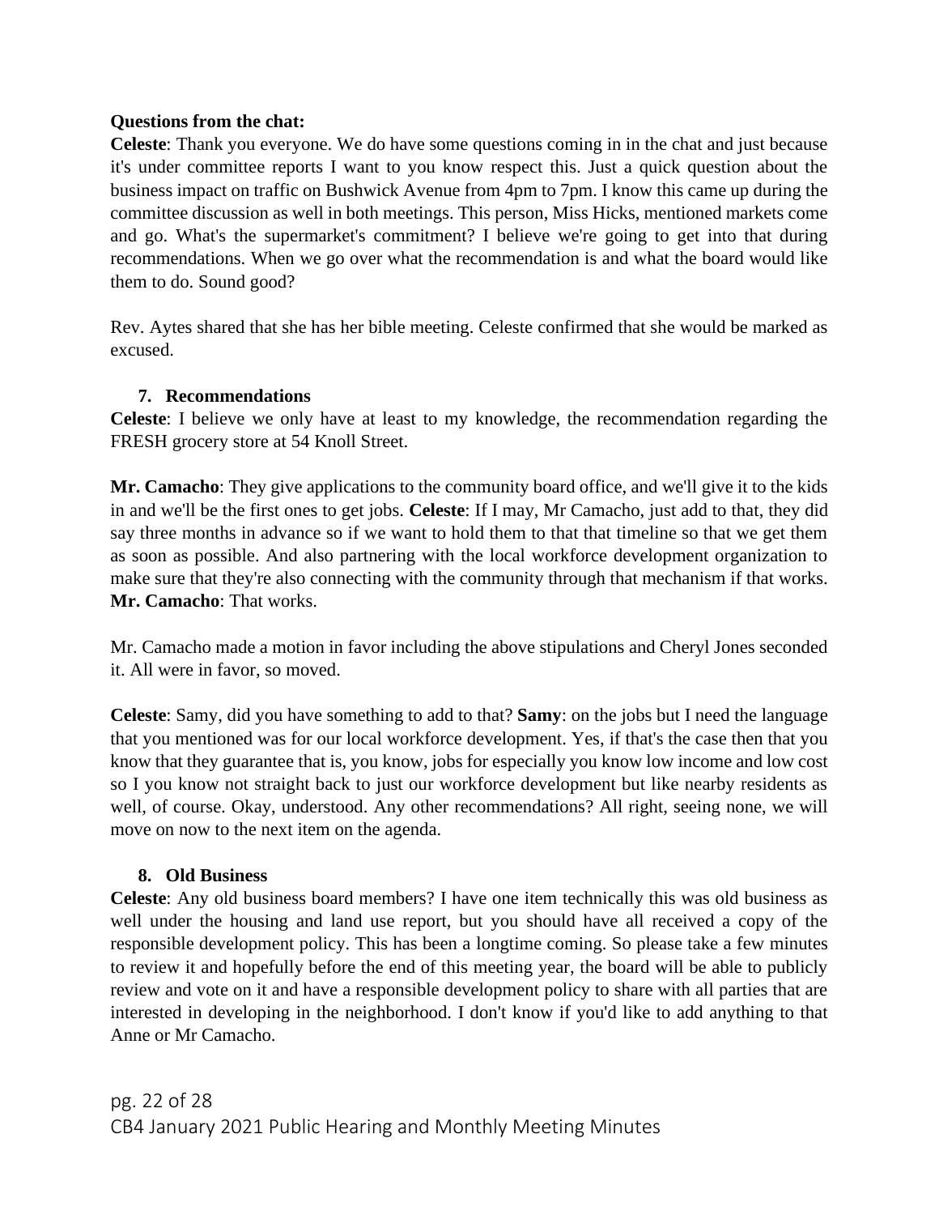**Questions from the chat:**

**Celeste**: Thank you everyone. We do have some questions coming in in the chat and just because it's under committee reports I want to you know respect this. Just a quick question about the business impact on traffic on Bushwick Avenue from 4pm to 7pm. I know this came up during the committee discussion as well in both meetings. This person, Miss Hicks, mentioned markets come and go. What's the supermarket's commitment? I believe we're going to get into that during recommendations. When we go over what the recommendation is and what the board would like them to do. Sound good?

Rev. Aytes shared that she has her bible meeting. Celeste confirmed that she would be marked as excused.

## 7. Recommendations

**Celeste**: I believe we only have at least to my knowledge, the recommendation regarding the FRESH grocery store at 54 Knoll Street.

**Mr. Camacho**: They give applications to the community board office, and we'll give it to the kids in and we'll be the first ones to get jobs. **Celeste**: If I may, Mr Camacho, just add to that, they did say three months in advance so if we want to hold them to that that timeline so that we get them as soon as possible. And also partnering with the local workforce development organization to make sure that they're also connecting with the community through that mechanism if that works. **Mr. Camacho**: That works.

Mr. Camacho made a motion in favor including the above stipulations and Cheryl Jones seconded it. All were in favor, so moved.

**Celeste**: Samy, did you have something to add to that? **Samy**: on the jobs but I need the language that you mentioned was for our local workforce development. Yes, if that's the case then that you know that they guarantee that is, you know, jobs for especially you know low income and low cost so I you know not straight back to just our workforce development but like nearby residents as well, of course. Okay, understood. Any other recommendations? All right, seeing none, we will move on now to the next item on the agenda.

## 8. Old Business

**Celeste**: Any old business board members? I have one item technically this was old business as well under the housing and land use report, but you should have all received a copy of the responsible development policy. This has been a longtime coming. So please take a few minutes to review it and hopefully before the end of this meeting year, the board will be able to publicly review and vote on it and have a responsible development policy to share with all parties that are interested in developing in the neighborhood. I don't know if you'd like to add anything to that Anne or Mr Camacho.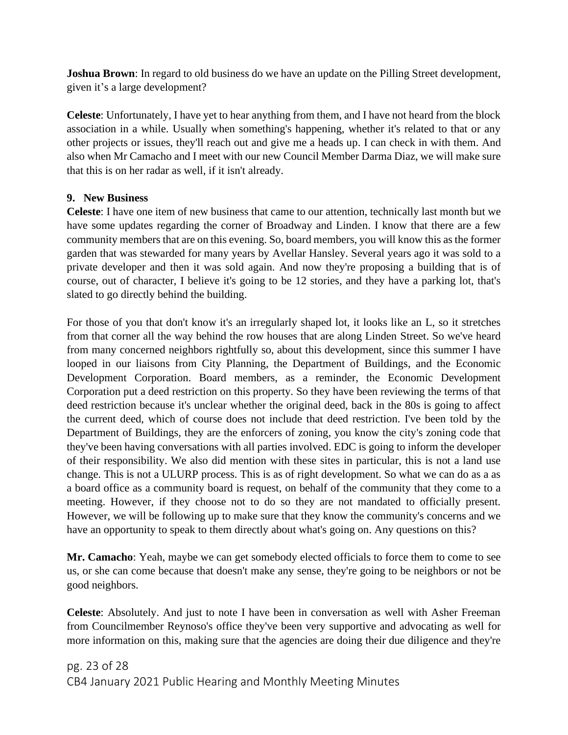**Joshua Brown**: In regard to old business do we have an update on the Pilling Street development, given it’s a large development?

**Celeste**: Unfortunately, I have yet to hear anything from them, and I have not heard from the block association in a while. Usually when something's happening, whether it's related to that or any other projects or issues, they'll reach out and give me a heads up. I can check in with them. And also when Mr Camacho and I meet with our new Council Member Darma Diaz, we will make sure that this is on her radar as well, if it isn't already.

**9. New Business**

**Celeste**: I have one item of new business that came to our attention, technically last month but we have some updates regarding the corner of Broadway and Linden. I know that there are a few community members that are on this evening. So, board members, you will know this as the former garden that was stewarded for many years by Avellar Hansley. Several years ago it was sold to a private developer and then it was sold again. And now they're proposing a building that is of course, out of character, I believe it's going to be 12 stories, and they have a parking lot, that's slated to go directly behind the building.

For those of you that don't know it's an irregularly shaped lot, it looks like an L, so it stretches from that corner all the way behind the row houses that are along Linden Street. So we've heard from many concerned neighbors rightfully so, about this development, since this summer I have looped in our liaisons from City Planning, the Department of Buildings, and the Economic Development Corporation. Board members, as a reminder, the Economic Development Corporation put a deed restriction on this property. So they have been reviewing the terms of that deed restriction because it's unclear whether the original deed, back in the 80s is going to affect the current deed, which of course does not include that deed restriction. I've been told by the Department of Buildings, they are the enforcers of zoning, you know the city's zoning code that they've been having conversations with all parties involved. EDC is going to inform the developer of their responsibility. We also did mention with these sites in particular, this is not a land use change. This is not a ULURP process. This is as of right development. So what we can do as a as a board office as a community board is request, on behalf of the community that they come to a meeting. However, if they choose not to do so they are not mandated to officially present. However, we will be following up to make sure that they know the community's concerns and we have an opportunity to speak to them directly about what's going on. Any questions on this?

**Mr. Camacho**: Yeah, maybe we can get somebody elected officials to force them to come to see us, or she can come because that doesn't make any sense, they're going to be neighbors or not be good neighbors.

**Celeste**: Absolutely. And just to note I have been in conversation as well with Asher Freeman from Councilmember Reynoso's office they've been very supportive and advocating as well for more information on this, making sure that the agencies are doing their due diligence and they're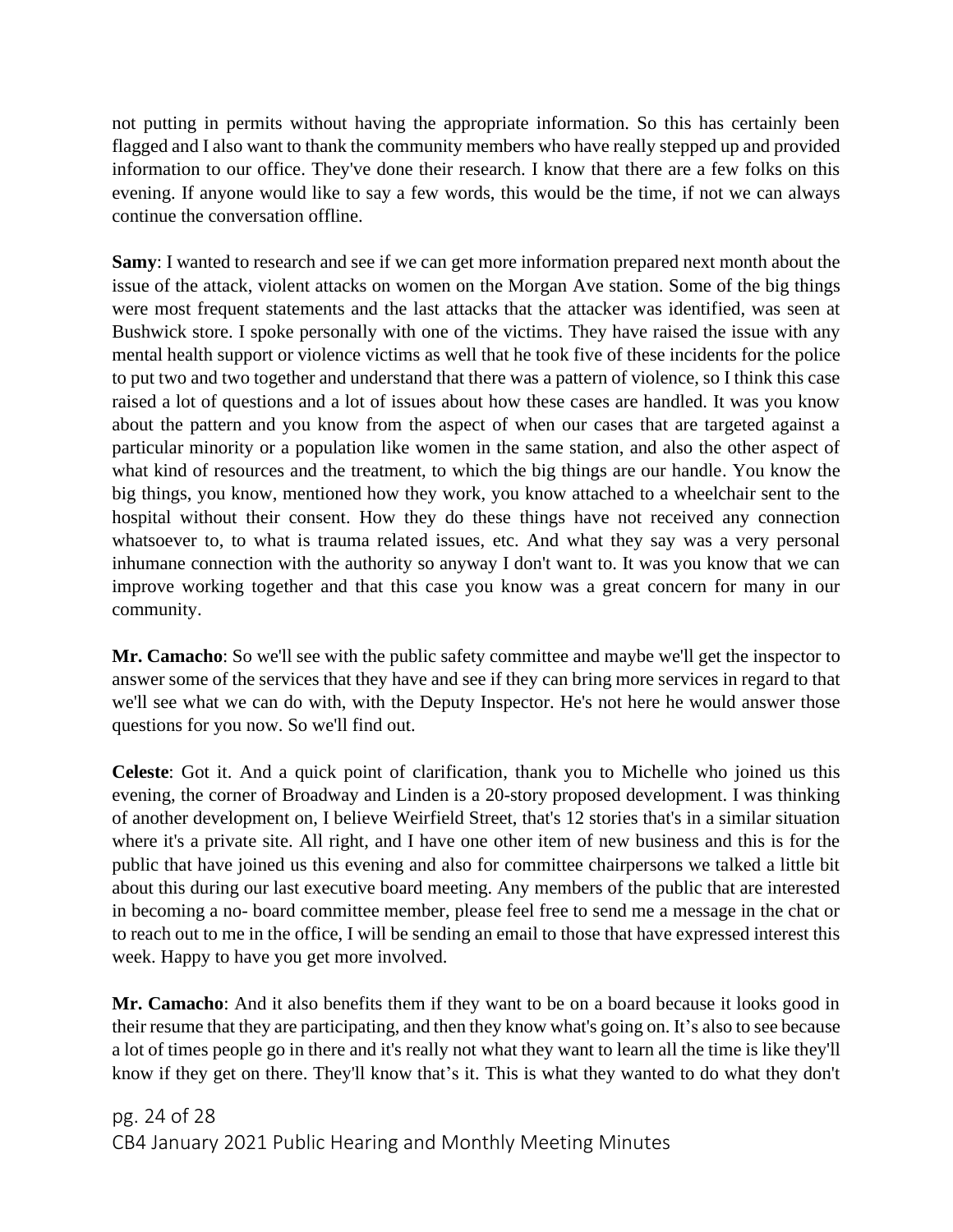not putting in permits without having the appropriate information. So this has certainly been flagged and I also want to thank the community members who have really stepped up and provided information to our office. They've done their research. I know that there are a few folks on this evening. If anyone would like to say a few words, this would be the time, if not we can always continue the conversation offline.

**Samy**: I wanted to research and see if we can get more information prepared next month about the issue of the attack, violent attacks on women on the Morgan Ave station. Some of the big things were most frequent statements and the last attacks that the attacker was identified, was seen at Bushwick store. I spoke personally with one of the victims. They have raised the issue with any mental health support or violence victims as well that he took five of these incidents for the police to put two and two together and understand that there was a pattern of violence, so I think this case raised a lot of questions and a lot of issues about how these cases are handled. It was you know about the pattern and you know from the aspect of when our cases that are targeted against a particular minority or a population like women in the same station, and also the other aspect of what kind of resources and the treatment, to which the big things are our handle. You know the big things, you know, mentioned how they work, you know attached to a wheelchair sent to the hospital without their consent. How they do these things have not received any connection whatsoever to, to what is trauma related issues, etc. And what they say was a very personal inhumane connection with the authority so anyway I don't want to. It was you know that we can improve working together and that this case you know was a great concern for many in our community.

**Mr. Camacho**: So we'll see with the public safety committee and maybe we'll get the inspector to answer some of the services that they have and see if they can bring more services in regard to that we'll see what we can do with, with the Deputy Inspector. He's not here he would answer those questions for you now. So we'll find out.

**Celeste**: Got it. And a quick point of clarification, thank you to Michelle who joined us this evening, the corner of Broadway and Linden is a 20-story proposed development. I was thinking of another development on, I believe Weirfield Street, that's 12 stories that's in a similar situation where it's a private site. All right, and I have one other item of new business and this is for the public that have joined us this evening and also for committee chairpersons we talked a little bit about this during our last executive board meeting. Any members of the public that are interested in becoming a no- board committee member, please feel free to send me a message in the chat or to reach out to me in the office, I will be sending an email to those that have expressed interest this week. Happy to have you get more involved.

**Mr. Camacho**: And it also benefits them if they want to be on a board because it looks good in their resume that they are participating, and then they know what's going on. It's also to see because a lot of times people go in there and it's really not what they want to learn all the time is like they'll know if they get on there. They'll know that's it. This is what they wanted to do what they don't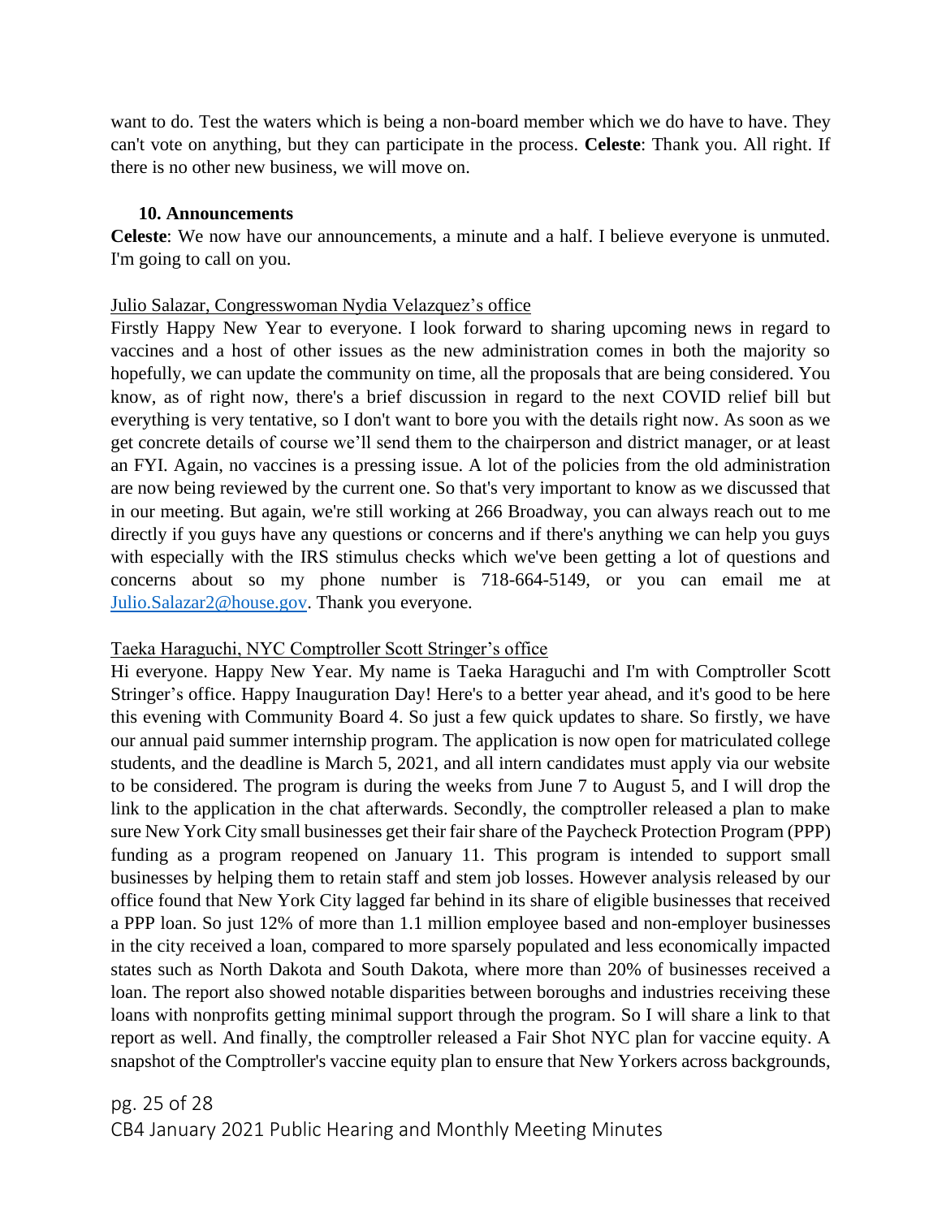want to do. Test the waters which is being a non-board member which we do have to have. They can't vote on anything, but they can participate in the process. **Celeste**: Thank you. All right. If there is no other new business, we will move on.

**10. Announcements**

**Celeste**: We now have our announcements, a minute and a half. I believe everyone is unmuted. I'm going to call on you.

Julio Salazar, Congresswoman Nydia Velazquez's office

Firstly Happy New Year to everyone. I look forward to sharing upcoming news in regard to vaccines and a host of other issues as the new administration comes in both the majority so hopefully, we can update the community on time, all the proposals that are being considered. You know, as of right now, there's a brief discussion in regard to the next COVID relief bill but everything is very tentative, so I don't want to bore you with the details right now. As soon as we get concrete details of course we'll send them to the chairperson and district manager, or at least an FYI. Again, no vaccines is a pressing issue. A lot of the policies from the old administration are now being reviewed by the current one. So that's very important to know as we discussed that in our meeting. But again, we're still working at 266 Broadway, you can always reach out to me directly if you guys have any questions or concerns and if there's anything we can help you guys with especially with the IRS stimulus checks which we've been getting a lot of questions and concerns about so my phone number is 718-664-5149, or you can email me at Julio.Salazar2@house.gov. Thank you everyone.

Taeka Haraguchi, NYC Comptroller Scott Stringer's office

Hi everyone. Happy New Year. My name is Taeka Haraguchi and I'm with Comptroller Scott Stringer's office. Happy Inauguration Day! Here's to a better year ahead, and it's good to be here this evening with Community Board 4. So just a few quick updates to share. So firstly, we have our annual paid summer internship program. The application is now open for matriculated college students, and the deadline is March 5, 2021, and all intern candidates must apply via our website to be considered. The program is during the weeks from June 7 to August 5, and I will drop the link to the application in the chat afterwards. Secondly, the comptroller released a plan to make sure New York City small businesses get their fair share of the Paycheck Protection Program (PPP) funding as a program reopened on January 11. This program is intended to support small businesses by helping them to retain staff and stem job losses. However analysis released by our office found that New York City lagged far behind in its share of eligible businesses that received a PPP loan. So just 12% of more than 1.1 million employee based and non-employer businesses in the city received a loan, compared to more sparsely populated and less economically impacted states such as North Dakota and South Dakota, where more than 20% of businesses received a loan. The report also showed notable disparities between boroughs and industries receiving these loans with nonprofits getting minimal support through the program. So I will share a link to that report as well. And finally, the comptroller released a Fair Shot NYC plan for vaccine equity. A snapshot of the Comptroller's vaccine equity plan to ensure that New Yorkers across backgrounds,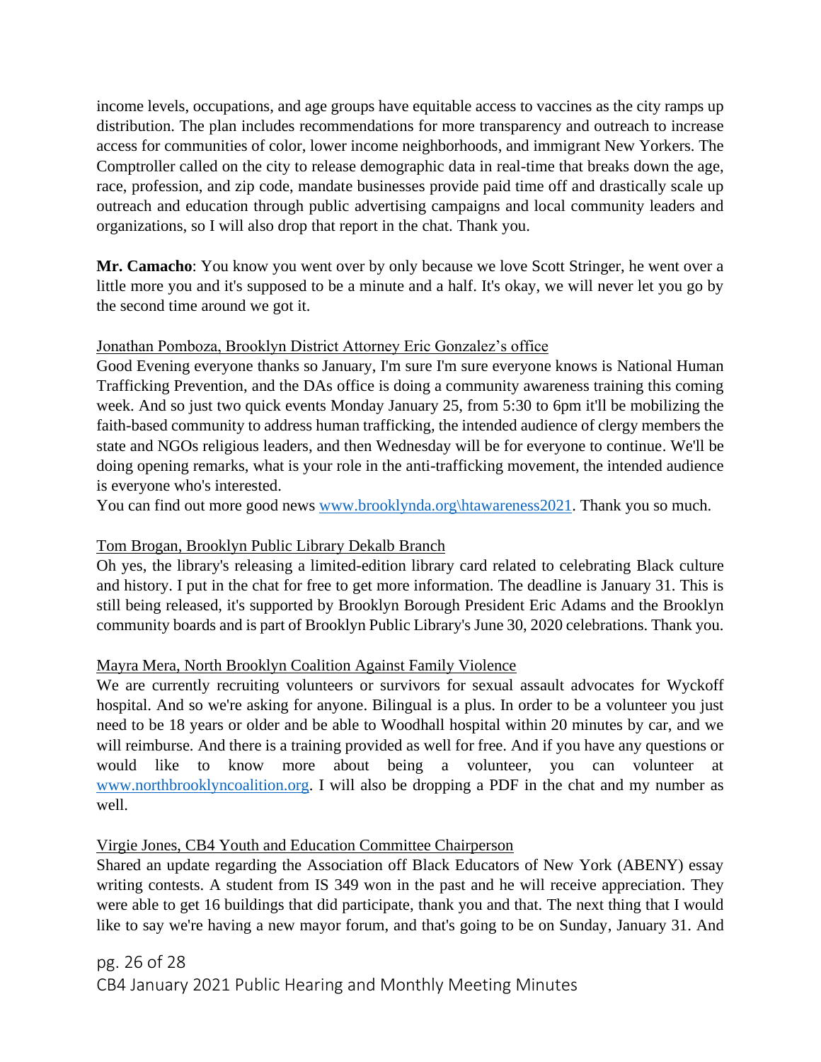income levels, occupations, and age groups have equitable access to vaccines as the city ramps up distribution. The plan includes recommendations for more transparency and outreach to increase access for communities of color, lower income neighborhoods, and immigrant New Yorkers. The Comptroller called on the city to release demographic data in real-time that breaks down the age, race, profession, and zip code, mandate businesses provide paid time off and drastically scale up outreach and education through public advertising campaigns and local community leaders and organizations, so I will also drop that report in the chat. Thank you.

**Mr. Camacho**: You know you went over by only because we love Scott Stringer, he went over a little more you and it's supposed to be a minute and a half. It's okay, we will never let you go by the second time around we got it.

Jonathan Pomboza, Brooklyn District Attorney Eric Gonzalez's office

Good Evening everyone thanks so January, I'm sure I'm sure everyone knows is National Human Trafficking Prevention, and the DAs office is doing a community awareness training this coming week. And so just two quick events Monday January 25, from 5:30 to 6pm it'll be mobilizing the faith-based community to address human trafficking, the intended audience of clergy members the state and NGOs religious leaders, and then Wednesday will be for everyone to continue. We'll be doing opening remarks, what is your role in the anti-trafficking movement, the intended audience is everyone who's interested.

You can find out more good news www.brooklynda.org\htawareness2021. Thank you so much.

Tom Brogan, Brooklyn Public Library Dekalb Branch

Oh yes, the library's releasing a limited-edition library card related to celebrating Black culture and history. I put in the chat for free to get more information. The deadline is January 31. This is still being released, it's supported by Brooklyn Borough President Eric Adams and the Brooklyn community boards and is part of Brooklyn Public Library's June 30, 2020 celebrations. Thank you.

Mayra Mera, North Brooklyn Coalition Against Family Violence

We are currently recruiting volunteers or survivors for sexual assault advocates for Wyckoff hospital. And so we're asking for anyone. Bilingual is a plus. In order to be a volunteer you just need to be 18 years or older and be able to Woodhall hospital within 20 minutes by car, and we will reimburse. And there is a training provided as well for free. And if you have any questions or would like to know more about being a volunteer, you can volunteer at www.northbrooklyncoalition.org. I will also be dropping a PDF in the chat and my number as well.

Virgie Jones, CB4 Youth and Education Committee Chairperson

Shared an update regarding the Association off Black Educators of New York (ABENY) essay writing contests. A student from IS 349 won in the past and he will receive appreciation. They were able to get 16 buildings that did participate, thank you and that. The next thing that I would like to say we're having a new mayor forum, and that's going to be on Sunday, January 31. And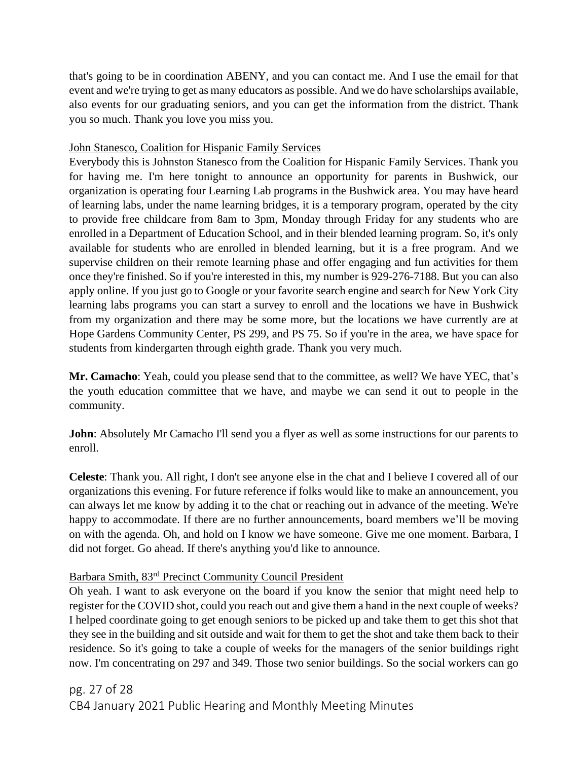that's going to be in coordination ABENY, and you can contact me. And I use the email for that event and we're trying to get as many educators as possible. And we do have scholarships available, also events for our graduating seniors, and you can get the information from the district. Thank you so much. Thank you love you miss you.

<u>John Stanesco, Coalition for Hispanic Family Services</u>

Everybody this is Johnston Stanesco from the Coalition for Hispanic Family Services. Thank you for having me. I'm here tonight to announce an opportunity for parents in Bushwick, our organization is operating four Learning Lab programs in the Bushwick area. You may have heard of learning labs, under the name learning bridges, it is a temporary program, operated by the city to provide free childcare from 8am to 3pm, Monday through Friday for any students who are enrolled in a Department of Education School, and in their blended learning program. So, it's only available for students who are enrolled in blended learning, but it is a free program. And we supervise children on their remote learning phase and offer engaging and fun activities for them once they're finished. So if you're interested in this, my number is 929-276-7188. But you can also apply online. If you just go to Google or your favorite search engine and search for New York City learning labs programs you can start a survey to enroll and the locations we have in Bushwick from my organization and there may be some more, but the locations we have currently are at Hope Gardens Community Center, PS 299, and PS 75. So if you're in the area, we have space for students from kindergarten through eighth grade. Thank you very much.

**Mr. Camacho**: Yeah, could you please send that to the committee, as well? We have YEC, that's the youth education committee that we have, and maybe we can send it out to people in the community.

**John**: Absolutely Mr Camacho I'll send you a flyer as well as some instructions for our parents to enroll.

**Celeste**: Thank you. All right, I don't see anyone else in the chat and I believe I covered all of our organizations this evening. For future reference if folks would like to make an announcement, you can always let me know by adding it to the chat or reaching out in advance of the meeting. We're happy to accommodate. If there are no further announcements, board members we'll be moving on with the agenda. Oh, and hold on I know we have someone. Give me one moment. Barbara, I did not forget. Go ahead. If there's anything you'd like to announce.

<u>Barbara Smith, 83rd Precinct Community Council President</u>

Oh yeah. I want to ask everyone on the board if you know the senior that might need help to register for the COVID shot, could you reach out and give them a hand in the next couple of weeks? I helped coordinate going to get enough seniors to be picked up and take them to get this shot that they see in the building and sit outside and wait for them to get the shot and take them back to their residence. So it's going to take a couple of weeks for the managers of the senior buildings right now. I'm concentrating on 297 and 349. Those two senior buildings. So the social workers can go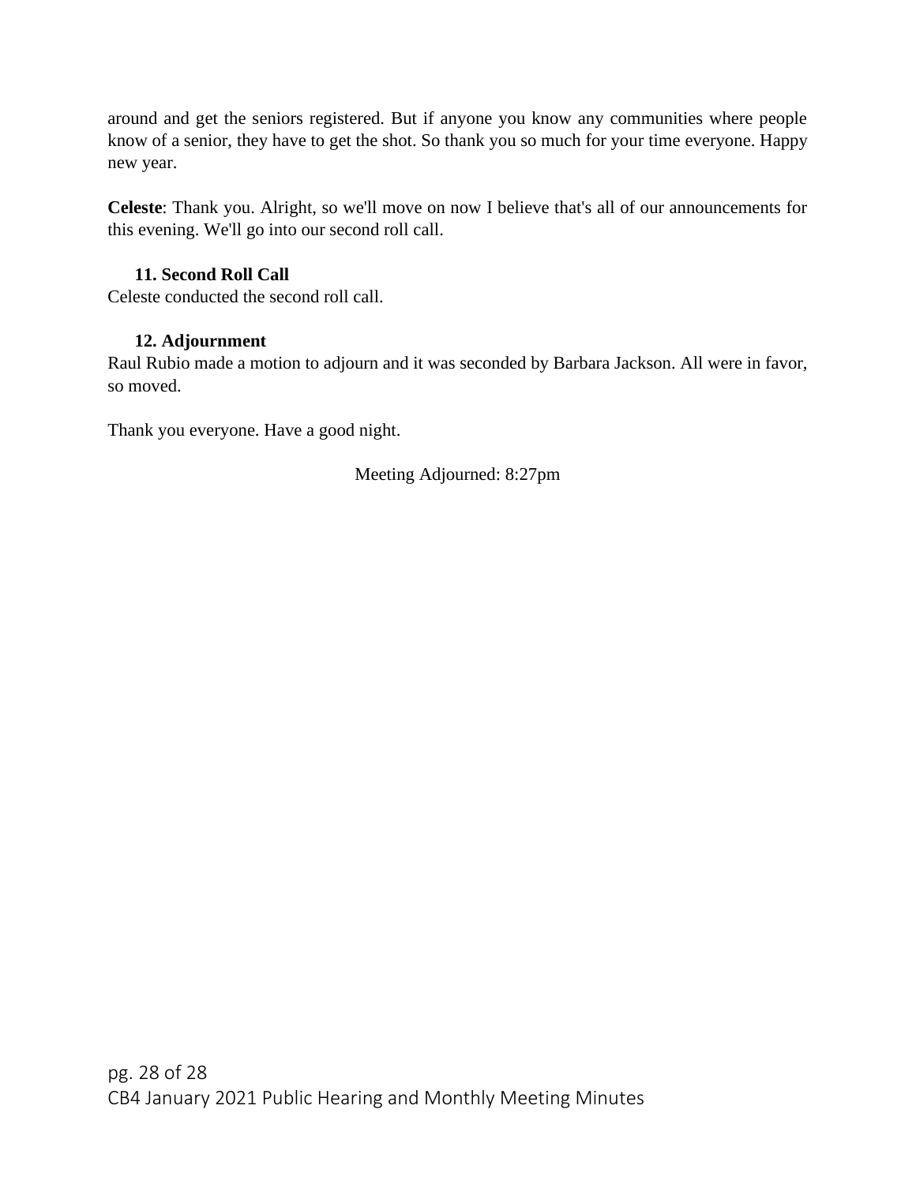around and get the seniors registered. But if anyone you know any communities where people know of a senior, they have to get the shot. So thank you so much for your time everyone. Happy new year.

**Celeste**: Thank you. Alright, so we'll move on now I believe that's all of our announcements for this evening. We'll go into our second roll call.

### 11. Second Roll Call

Celeste conducted the second roll call.

### 12. Adjournment

Raul Rubio made a motion to adjourn and it was seconded by Barbara Jackson. All were in favor, so moved.

Thank you everyone. Have a good night.

Meeting Adjourned: 8:27pm